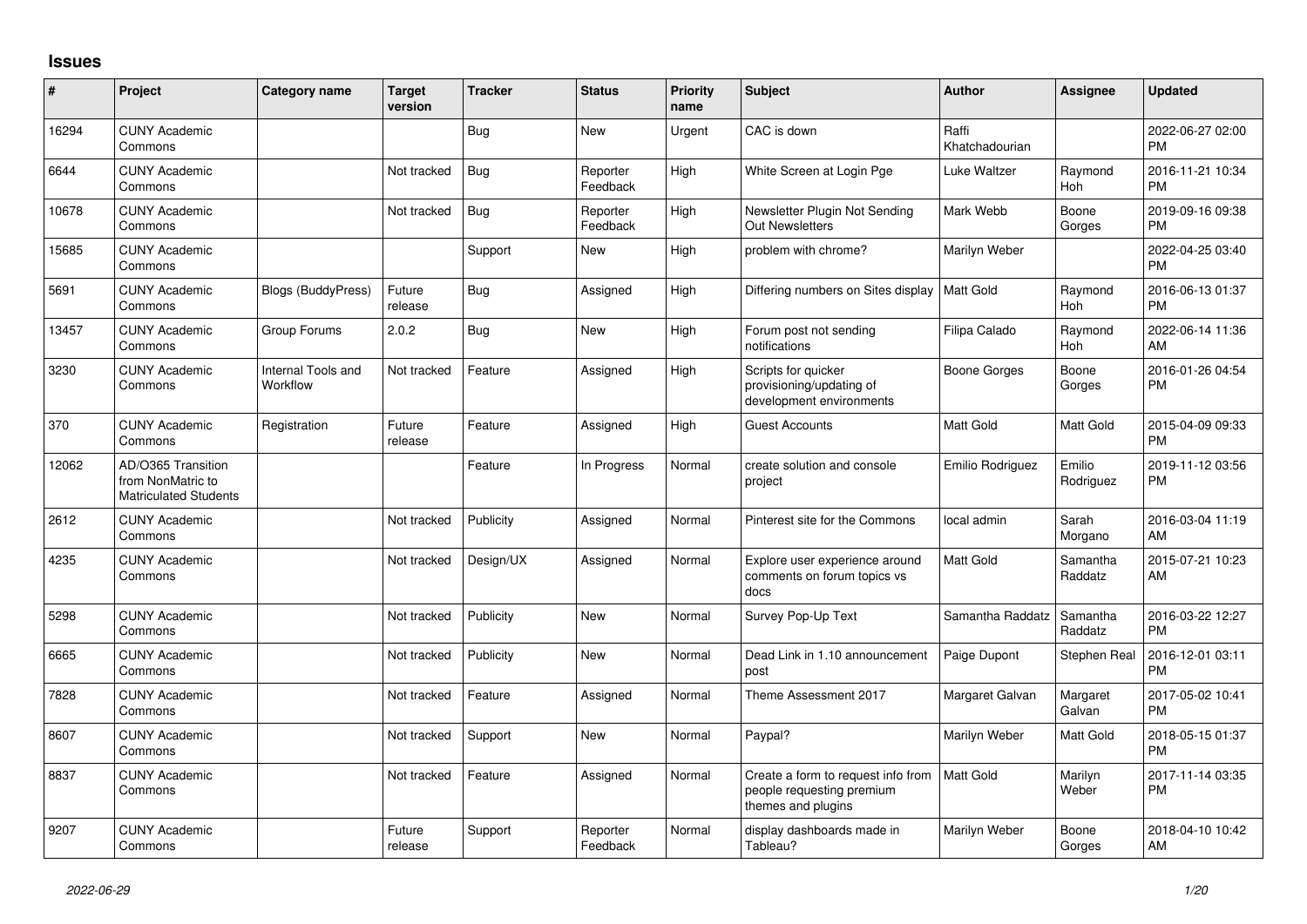# Issues

| # | Project | Category name | Target version | Tracker | Status | Priority name | Subject | Author | Assignee | Updated |
|---|---|---|---|---|---|---|---|---|---|---|
| 16294 | CUNY Academic Commons | | | Bug | New | Urgent | CAC is down | Raffi Khatchadourian | | 2022-06-27 02:00 PM |
| 6644 | CUNY Academic Commons | | Not tracked | Bug | Reporter Feedback | High | White Screen at Login Pge | Luke Waltzer | Raymond Hoh | 2016-11-21 10:34 PM |
| 10678 | CUNY Academic Commons | | Not tracked | Bug | Reporter Feedback | High | Newsletter Plugin Not Sending Out Newsletters | Mark Webb | Boone Gorges | 2019-09-16 09:38 PM |
| 15685 | CUNY Academic Commons | | | Support | New | High | problem with chrome? | Marilyn Weber | | 2022-04-25 03:40 PM |
| 5691 | CUNY Academic Commons | Blogs (BuddyPress) | Future release | Bug | Assigned | High | Differing numbers on Sites display | Matt Gold | Raymond Hoh | 2016-06-13 01:37 PM |
| 13457 | CUNY Academic Commons | Group Forums | 2.0.2 | Bug | New | High | Forum post not sending notifications | Filipa Calado | Raymond Hoh | 2022-06-14 11:36 AM |
| 3230 | CUNY Academic Commons | Internal Tools and Workflow | Not tracked | Feature | Assigned | High | Scripts for quicker provisioning/updating of development environments | Boone Gorges | Boone Gorges | 2016-01-26 04:54 PM |
| 370 | CUNY Academic Commons | Registration | Future release | Feature | Assigned | High | Guest Accounts | Matt Gold | Matt Gold | 2015-04-09 09:33 PM |
| 12062 | AD/O365 Transition from NonMatric to Matriculated Students | | | Feature | In Progress | Normal | create solution and console project | Emilio Rodriguez | Emilio Rodriguez | 2019-11-12 03:56 PM |
| 2612 | CUNY Academic Commons | | Not tracked | Publicity | Assigned | Normal | Pinterest site for the Commons | local admin | Sarah Morgano | 2016-03-04 11:19 AM |
| 4235 | CUNY Academic Commons | | Not tracked | Design/UX | Assigned | Normal | Explore user experience around comments on forum topics vs docs | Matt Gold | Samantha Raddatz | 2015-07-21 10:23 AM |
| 5298 | CUNY Academic Commons | | Not tracked | Publicity | New | Normal | Survey Pop-Up Text | Samantha Raddatz | Samantha Raddatz | 2016-03-22 12:27 PM |
| 6665 | CUNY Academic Commons | | Not tracked | Publicity | New | Normal | Dead Link in 1.10 announcement post | Paige Dupont | Stephen Real | 2016-12-01 03:11 PM |
| 7828 | CUNY Academic Commons | | Not tracked | Feature | Assigned | Normal | Theme Assessment 2017 | Margaret Galvan | Margaret Galvan | 2017-05-02 10:41 PM |
| 8607 | CUNY Academic Commons | | Not tracked | Support | New | Normal | Paypal? | Marilyn Weber | Matt Gold | 2018-05-15 01:37 PM |
| 8837 | CUNY Academic Commons | | Not tracked | Feature | Assigned | Normal | Create a form to request info from people requesting premium themes and plugins | Matt Gold | Marilyn Weber | 2017-11-14 03:35 PM |
| 9207 | CUNY Academic Commons | | Future release | Support | Reporter Feedback | Normal | display dashboards made in Tableau? | Marilyn Weber | Boone Gorges | 2018-04-10 10:42 AM |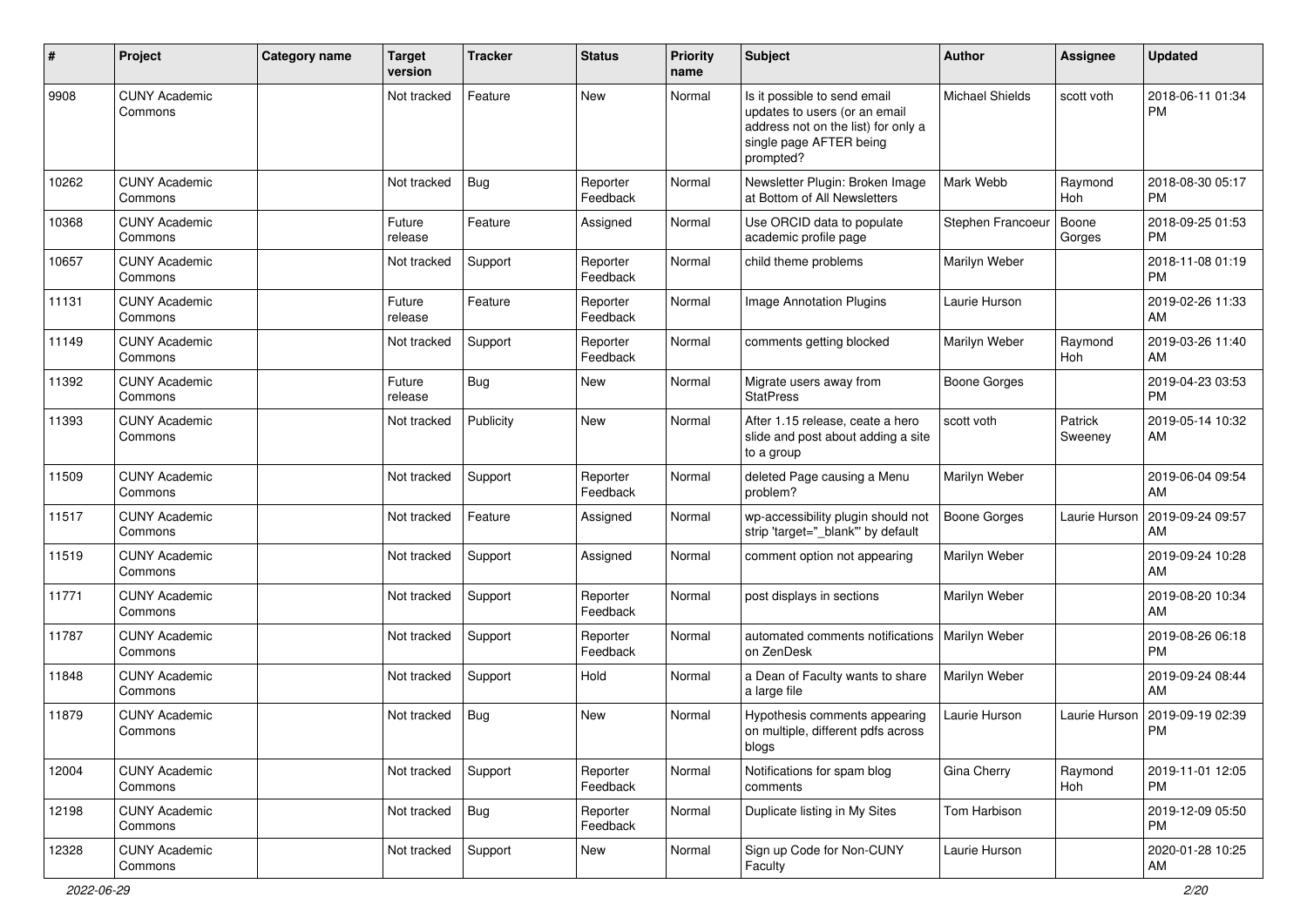| # | Project | Category name | Target version | Tracker | Status | Priority name | Subject | Author | Assignee | Updated |
|---|---|---|---|---|---|---|---|---|---|---|
| 9908 | CUNY Academic Commons | | Not tracked | Feature | New | Normal | Is it possible to send email updates to users (or an email address not on the list) for only a single page AFTER being prompted? | Michael Shields | scott voth | 2018-06-11 01:34 PM |
| 10262 | CUNY Academic Commons | | Not tracked | Bug | Reporter Feedback | Normal | Newsletter Plugin: Broken Image at Bottom of All Newsletters | Mark Webb | Raymond Hoh | 2018-08-30 05:17 PM |
| 10368 | CUNY Academic Commons | | Future release | Feature | Assigned | Normal | Use ORCID data to populate academic profile page | Stephen Francoeur | Boone Gorges | 2018-09-25 01:53 PM |
| 10657 | CUNY Academic Commons | | Not tracked | Support | Reporter Feedback | Normal | child theme problems | Marilyn Weber | | 2018-11-08 01:19 PM |
| 11131 | CUNY Academic Commons | | Future release | Feature | Reporter Feedback | Normal | Image Annotation Plugins | Laurie Hurson | | 2019-02-26 11:33 AM |
| 11149 | CUNY Academic Commons | | Not tracked | Support | Reporter Feedback | Normal | comments getting blocked | Marilyn Weber | Raymond Hoh | 2019-03-26 11:40 AM |
| 11392 | CUNY Academic Commons | | Future release | Bug | New | Normal | Migrate users away from StatPress | Boone Gorges | | 2019-04-23 03:53 PM |
| 11393 | CUNY Academic Commons | | Not tracked | Publicity | New | Normal | After 1.15 release, ceate a hero slide and post about adding a site to a group | scott voth | Patrick Sweeney | 2019-05-14 10:32 AM |
| 11509 | CUNY Academic Commons | | Not tracked | Support | Reporter Feedback | Normal | deleted Page causing a Menu problem? | Marilyn Weber | | 2019-06-04 09:54 AM |
| 11517 | CUNY Academic Commons | | Not tracked | Feature | Assigned | Normal | wp-accessibility plugin should not strip 'target="_blank"' by default | Boone Gorges | Laurie Hurson | 2019-09-24 09:57 AM |
| 11519 | CUNY Academic Commons | | Not tracked | Support | Assigned | Normal | comment option not appearing | Marilyn Weber | | 2019-09-24 10:28 AM |
| 11771 | CUNY Academic Commons | | Not tracked | Support | Reporter Feedback | Normal | post displays in sections | Marilyn Weber | | 2019-08-20 10:34 AM |
| 11787 | CUNY Academic Commons | | Not tracked | Support | Reporter Feedback | Normal | automated comments notifications on ZenDesk | Marilyn Weber | | 2019-08-26 06:18 PM |
| 11848 | CUNY Academic Commons | | Not tracked | Support | Hold | Normal | a Dean of Faculty wants to share a large file | Marilyn Weber | | 2019-09-24 08:44 AM |
| 11879 | CUNY Academic Commons | | Not tracked | Bug | New | Normal | Hypothesis comments appearing on multiple, different pdfs across blogs | Laurie Hurson | Laurie Hurson | 2019-09-19 02:39 PM |
| 12004 | CUNY Academic Commons | | Not tracked | Support | Reporter Feedback | Normal | Notifications for spam blog comments | Gina Cherry | Raymond Hoh | 2019-11-01 12:05 PM |
| 12198 | CUNY Academic Commons | | Not tracked | Bug | Reporter Feedback | Normal | Duplicate listing in My Sites | Tom Harbison | | 2019-12-09 05:50 PM |
| 12328 | CUNY Academic Commons | | Not tracked | Support | New | Normal | Sign up Code for Non-CUNY Faculty | Laurie Hurson | | 2020-01-28 10:25 AM |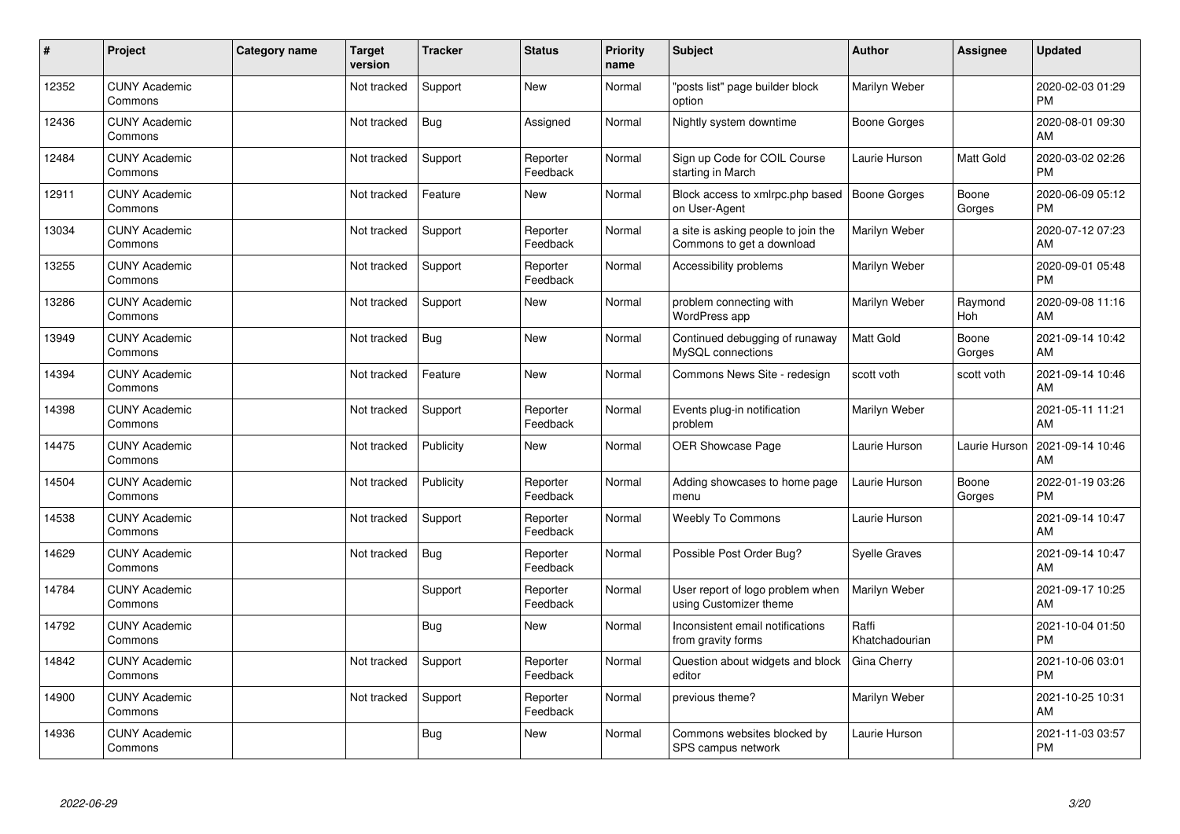| # | Project | Category name | Target version | Tracker | Status | Priority name | Subject | Author | Assignee | Updated |
|---|---|---|---|---|---|---|---|---|---|---|
| 12352 | CUNY Academic Commons | | Not tracked | Support | New | Normal | "posts list" page builder block option | Marilyn Weber | | 2020-02-03 01:29 PM |
| 12436 | CUNY Academic Commons | | Not tracked | Bug | Assigned | Normal | Nightly system downtime | Boone Gorges | | 2020-08-01 09:30 AM |
| 12484 | CUNY Academic Commons | | Not tracked | Support | Reporter Feedback | Normal | Sign up Code for COIL Course starting in March | Laurie Hurson | Matt Gold | 2020-03-02 02:26 PM |
| 12911 | CUNY Academic Commons | | Not tracked | Feature | New | Normal | Block access to xmlrpc.php based on User-Agent | Boone Gorges | Boone Gorges | 2020-06-09 05:12 PM |
| 13034 | CUNY Academic Commons | | Not tracked | Support | Reporter Feedback | Normal | a site is asking people to join the Commons to get a download | Marilyn Weber | | 2020-07-12 07:23 AM |
| 13255 | CUNY Academic Commons | | Not tracked | Support | Reporter Feedback | Normal | Accessibility problems | Marilyn Weber | | 2020-09-01 05:48 PM |
| 13286 | CUNY Academic Commons | | Not tracked | Support | New | Normal | problem connecting with WordPress app | Marilyn Weber | Raymond Hoh | 2020-09-08 11:16 AM |
| 13949 | CUNY Academic Commons | | Not tracked | Bug | New | Normal | Continued debugging of runaway MySQL connections | Matt Gold | Boone Gorges | 2021-09-14 10:42 AM |
| 14394 | CUNY Academic Commons | | Not tracked | Feature | New | Normal | Commons News Site - redesign | scott voth | scott voth | 2021-09-14 10:46 AM |
| 14398 | CUNY Academic Commons | | Not tracked | Support | Reporter Feedback | Normal | Events plug-in notification problem | Marilyn Weber | | 2021-05-11 11:21 AM |
| 14475 | CUNY Academic Commons | | Not tracked | Publicity | New | Normal | OER Showcase Page | Laurie Hurson | Laurie Hurson | 2021-09-14 10:46 AM |
| 14504 | CUNY Academic Commons | | Not tracked | Publicity | Reporter Feedback | Normal | Adding showcases to home page menu | Laurie Hurson | Boone Gorges | 2022-01-19 03:26 PM |
| 14538 | CUNY Academic Commons | | Not tracked | Support | Reporter Feedback | Normal | Weebly To Commons | Laurie Hurson | | 2021-09-14 10:47 AM |
| 14629 | CUNY Academic Commons | | Not tracked | Bug | Reporter Feedback | Normal | Possible Post Order Bug? | Syelle Graves | | 2021-09-14 10:47 AM |
| 14784 | CUNY Academic Commons | | | Support | Reporter Feedback | Normal | User report of logo problem when using Customizer theme | Marilyn Weber | | 2021-09-17 10:25 AM |
| 14792 | CUNY Academic Commons | | | Bug | New | Normal | Inconsistent email notifications from gravity forms | Raffi Khatchadourian | | 2021-10-04 01:50 PM |
| 14842 | CUNY Academic Commons | | Not tracked | Support | Reporter Feedback | Normal | Question about widgets and block editor | Gina Cherry | | 2021-10-06 03:01 PM |
| 14900 | CUNY Academic Commons | | Not tracked | Support | Reporter Feedback | Normal | previous theme? | Marilyn Weber | | 2021-10-25 10:31 AM |
| 14936 | CUNY Academic Commons | | | Bug | New | Normal | Commons websites blocked by SPS campus network | Laurie Hurson | | 2021-11-03 03:57 PM |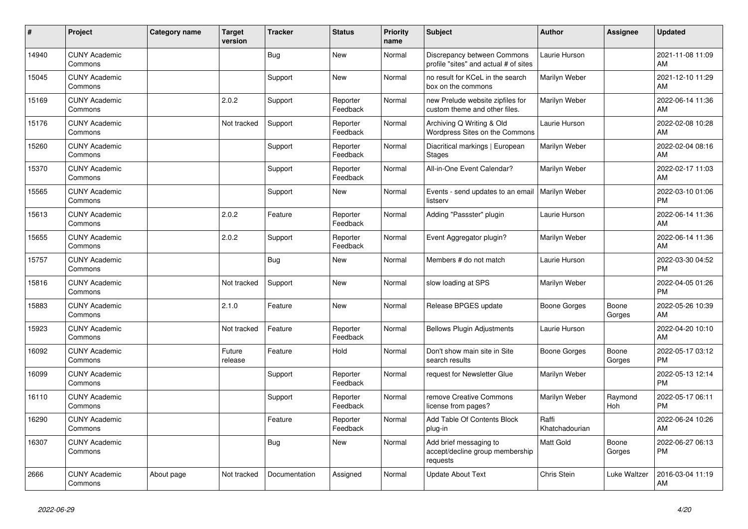| # | Project | Category name | Target version | Tracker | Status | Priority name | Subject | Author | Assignee | Updated |
|---|---|---|---|---|---|---|---|---|---|---|
| 14940 | CUNY Academic Commons | | | Bug | New | Normal | Discrepancy between Commons profile "sites" and actual # of sites | Laurie Hurson | | 2021-11-08 11:09 AM |
| 15045 | CUNY Academic Commons | | | Support | New | Normal | no result for KCeL in the search box on the commons | Marilyn Weber | | 2021-12-10 11:29 AM |
| 15169 | CUNY Academic Commons | | 2.0.2 | Support | Reporter Feedback | Normal | new Prelude website zipfiles for custom theme and other files. | Marilyn Weber | | 2022-06-14 11:36 AM |
| 15176 | CUNY Academic Commons | | Not tracked | Support | Reporter Feedback | Normal | Archiving Q Writing & Old Wordpress Sites on the Commons | Laurie Hurson | | 2022-02-08 10:28 AM |
| 15260 | CUNY Academic Commons | | | Support | Reporter Feedback | Normal | Diacritical markings \| European Stages | Marilyn Weber | | 2022-02-04 08:16 AM |
| 15370 | CUNY Academic Commons | | | Support | Reporter Feedback | Normal | All-in-One Event Calendar? | Marilyn Weber | | 2022-02-17 11:03 AM |
| 15565 | CUNY Academic Commons | | | Support | New | Normal | Events - send updates to an email listserv | Marilyn Weber | | 2022-03-10 01:06 PM |
| 15613 | CUNY Academic Commons | | 2.0.2 | Feature | Reporter Feedback | Normal | Adding "Passster" plugin | Laurie Hurson | | 2022-06-14 11:36 AM |
| 15655 | CUNY Academic Commons | | 2.0.2 | Support | Reporter Feedback | Normal | Event Aggregator plugin? | Marilyn Weber | | 2022-06-14 11:36 AM |
| 15757 | CUNY Academic Commons | | | Bug | New | Normal | Members # do not match | Laurie Hurson | | 2022-03-30 04:52 PM |
| 15816 | CUNY Academic Commons | | Not tracked | Support | New | Normal | slow loading at SPS | Marilyn Weber | | 2022-04-05 01:26 PM |
| 15883 | CUNY Academic Commons | | 2.1.0 | Feature | New | Normal | Release BPGES update | Boone Gorges | Boone Gorges | 2022-05-26 10:39 AM |
| 15923 | CUNY Academic Commons | | Not tracked | Feature | Reporter Feedback | Normal | Bellows Plugin Adjustments | Laurie Hurson | | 2022-04-20 10:10 AM |
| 16092 | CUNY Academic Commons | | Future release | Feature | Hold | Normal | Don't show main site in Site search results | Boone Gorges | Boone Gorges | 2022-05-17 03:12 PM |
| 16099 | CUNY Academic Commons | | | Support | Reporter Feedback | Normal | request for Newsletter Glue | Marilyn Weber | | 2022-05-13 12:14 PM |
| 16110 | CUNY Academic Commons | | | Support | Reporter Feedback | Normal | remove Creative Commons license from pages? | Marilyn Weber | Raymond Hoh | 2022-05-17 06:11 PM |
| 16290 | CUNY Academic Commons | | | Feature | Reporter Feedback | Normal | Add Table Of Contents Block plug-in | Raffi Khatchadourian | | 2022-06-24 10:26 AM |
| 16307 | CUNY Academic Commons | | | Bug | New | Normal | Add brief messaging to accept/decline group membership requests | Matt Gold | Boone Gorges | 2022-06-27 06:13 PM |
| 2666 | CUNY Academic Commons | About page | Not tracked | Documentation | Assigned | Normal | Update About Text | Chris Stein | Luke Waltzer | 2016-03-04 11:19 AM |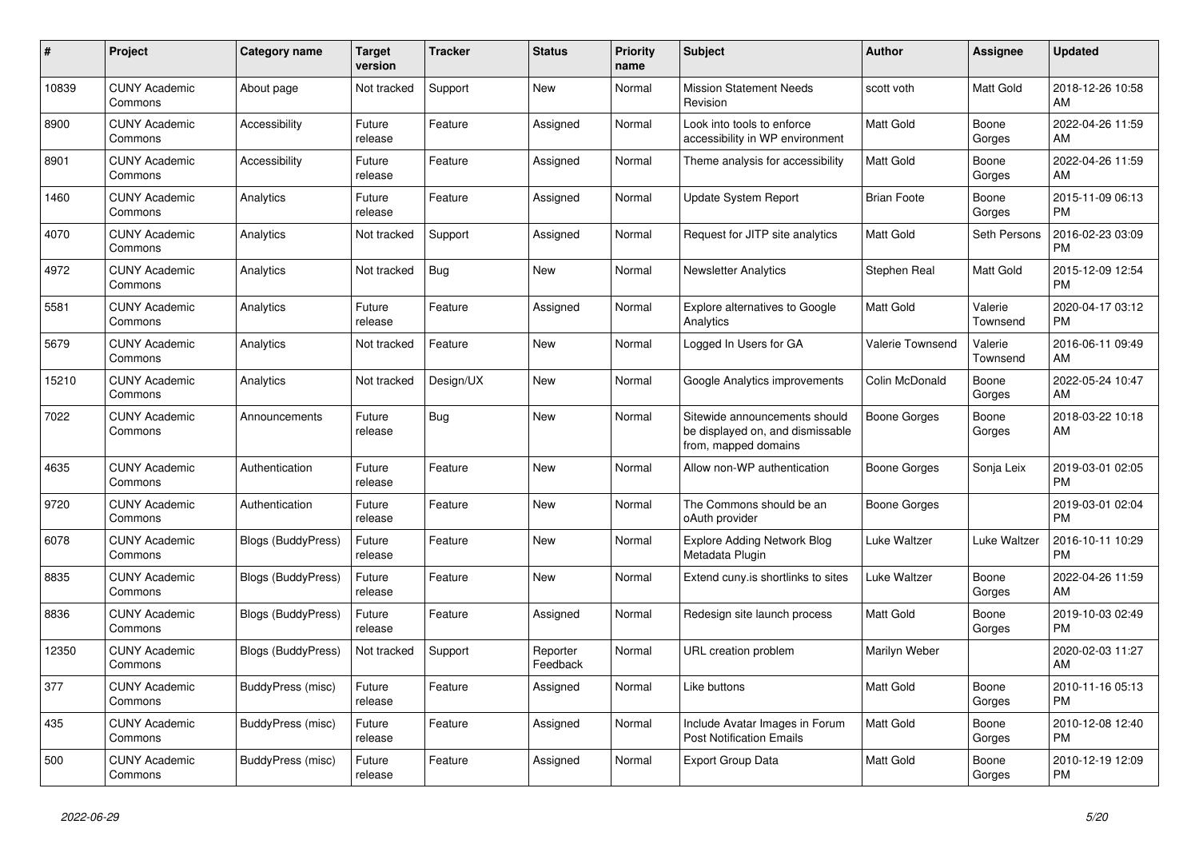| # | Project | Category name | Target version | Tracker | Status | Priority name | Subject | Author | Assignee | Updated |
|---|---|---|---|---|---|---|---|---|---|---|
| 10839 | CUNY Academic Commons | About page | Not tracked | Support | New | Normal | Mission Statement Needs Revision | scott voth | Matt Gold | 2018-12-26 10:58 AM |
| 8900 | CUNY Academic Commons | Accessibility | Future release | Feature | Assigned | Normal | Look into tools to enforce accessibility in WP environment | Matt Gold | Boone Gorges | 2022-04-26 11:59 AM |
| 8901 | CUNY Academic Commons | Accessibility | Future release | Feature | Assigned | Normal | Theme analysis for accessibility | Matt Gold | Boone Gorges | 2022-04-26 11:59 AM |
| 1460 | CUNY Academic Commons | Analytics | Future release | Feature | Assigned | Normal | Update System Report | Brian Foote | Boone Gorges | 2015-11-09 06:13 PM |
| 4070 | CUNY Academic Commons | Analytics | Not tracked | Support | Assigned | Normal | Request for JITP site analytics | Matt Gold | Seth Persons | 2016-02-23 03:09 PM |
| 4972 | CUNY Academic Commons | Analytics | Not tracked | Bug | New | Normal | Newsletter Analytics | Stephen Real | Matt Gold | 2015-12-09 12:54 PM |
| 5581 | CUNY Academic Commons | Analytics | Future release | Feature | Assigned | Normal | Explore alternatives to Google Analytics | Matt Gold | Valerie Townsend | 2020-04-17 03:12 PM |
| 5679 | CUNY Academic Commons | Analytics | Not tracked | Feature | New | Normal | Logged In Users for GA | Valerie Townsend | Valerie Townsend | 2016-06-11 09:49 AM |
| 15210 | CUNY Academic Commons | Analytics | Not tracked | Design/UX | New | Normal | Google Analytics improvements | Colin McDonald | Boone Gorges | 2022-05-24 10:47 AM |
| 7022 | CUNY Academic Commons | Announcements | Future release | Bug | New | Normal | Sitewide announcements should be displayed on, and dismissable from, mapped domains | Boone Gorges | Boone Gorges | 2018-03-22 10:18 AM |
| 4635 | CUNY Academic Commons | Authentication | Future release | Feature | New | Normal | Allow non-WP authentication | Boone Gorges | Sonja Leix | 2019-03-01 02:05 PM |
| 9720 | CUNY Academic Commons | Authentication | Future release | Feature | New | Normal | The Commons should be an oAuth provider | Boone Gorges | | 2019-03-01 02:04 PM |
| 6078 | CUNY Academic Commons | Blogs (BuddyPress) | Future release | Feature | New | Normal | Explore Adding Network Blog Metadata Plugin | Luke Waltzer | Luke Waltzer | 2016-10-11 10:29 PM |
| 8835 | CUNY Academic Commons | Blogs (BuddyPress) | Future release | Feature | New | Normal | Extend cuny.is shortlinks to sites | Luke Waltzer | Boone Gorges | 2022-04-26 11:59 AM |
| 8836 | CUNY Academic Commons | Blogs (BuddyPress) | Future release | Feature | Assigned | Normal | Redesign site launch process | Matt Gold | Boone Gorges | 2019-10-03 02:49 PM |
| 12350 | CUNY Academic Commons | Blogs (BuddyPress) | Not tracked | Support | Reporter Feedback | Normal | URL creation problem | Marilyn Weber | | 2020-02-03 11:27 AM |
| 377 | CUNY Academic Commons | BuddyPress (misc) | Future release | Feature | Assigned | Normal | Like buttons | Matt Gold | Boone Gorges | 2010-11-16 05:13 PM |
| 435 | CUNY Academic Commons | BuddyPress (misc) | Future release | Feature | Assigned | Normal | Include Avatar Images in Forum Post Notification Emails | Matt Gold | Boone Gorges | 2010-12-08 12:40 PM |
| 500 | CUNY Academic Commons | BuddyPress (misc) | Future release | Feature | Assigned | Normal | Export Group Data | Matt Gold | Boone Gorges | 2010-12-19 12:09 PM |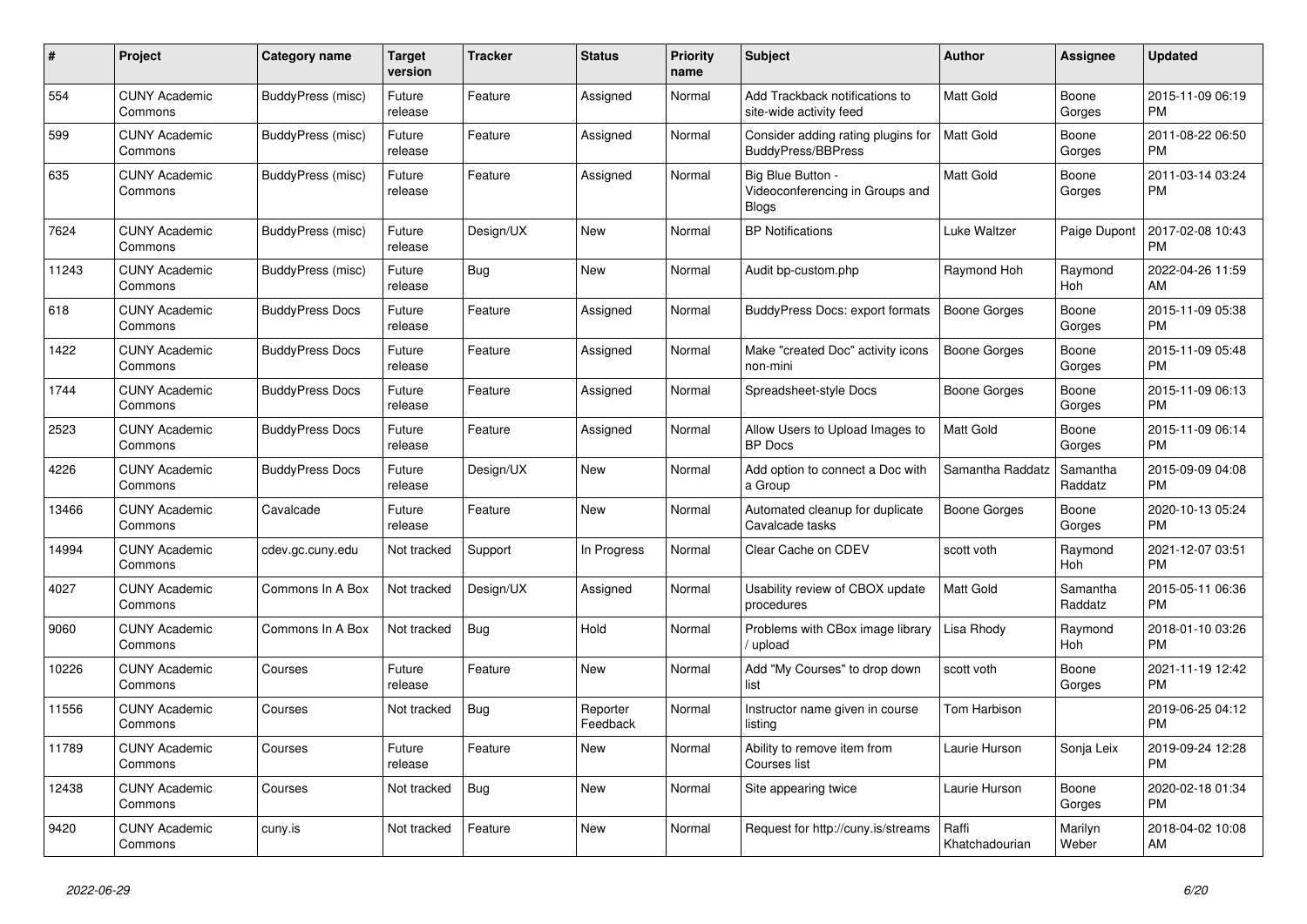| # | Project | Category name | Target version | Tracker | Status | Priority name | Subject | Author | Assignee | Updated |
|---|---|---|---|---|---|---|---|---|---|---|
| 554 | CUNY Academic Commons | BuddyPress (misc) | Future release | Feature | Assigned | Normal | Add Trackback notifications to site-wide activity feed | Matt Gold | Boone Gorges | 2015-11-09 06:19 PM |
| 599 | CUNY Academic Commons | BuddyPress (misc) | Future release | Feature | Assigned | Normal | Consider adding rating plugins for BuddyPress/BBPress | Matt Gold | Boone Gorges | 2011-08-22 06:50 PM |
| 635 | CUNY Academic Commons | BuddyPress (misc) | Future release | Feature | Assigned | Normal | Big Blue Button - Videoconferencing in Groups and Blogs | Matt Gold | Boone Gorges | 2011-03-14 03:24 PM |
| 7624 | CUNY Academic Commons | BuddyPress (misc) | Future release | Design/UX | New | Normal | BP Notifications | Luke Waltzer | Paige Dupont | 2017-02-08 10:43 PM |
| 11243 | CUNY Academic Commons | BuddyPress (misc) | Future release | Bug | New | Normal | Audit bp-custom.php | Raymond Hoh | Raymond Hoh | 2022-04-26 11:59 AM |
| 618 | CUNY Academic Commons | BuddyPress Docs | Future release | Feature | Assigned | Normal | BuddyPress Docs: export formats | Boone Gorges | Boone Gorges | 2015-11-09 05:38 PM |
| 1422 | CUNY Academic Commons | BuddyPress Docs | Future release | Feature | Assigned | Normal | Make "created Doc" activity icons non-mini | Boone Gorges | Boone Gorges | 2015-11-09 05:48 PM |
| 1744 | CUNY Academic Commons | BuddyPress Docs | Future release | Feature | Assigned | Normal | Spreadsheet-style Docs | Boone Gorges | Boone Gorges | 2015-11-09 06:13 PM |
| 2523 | CUNY Academic Commons | BuddyPress Docs | Future release | Feature | Assigned | Normal | Allow Users to Upload Images to BP Docs | Matt Gold | Boone Gorges | 2015-11-09 06:14 PM |
| 4226 | CUNY Academic Commons | BuddyPress Docs | Future release | Design/UX | New | Normal | Add option to connect a Doc with a Group | Samantha Raddatz | Samantha Raddatz | 2015-09-09 04:08 PM |
| 13466 | CUNY Academic Commons | Cavalcade | Future release | Feature | New | Normal | Automated cleanup for duplicate Cavalcade tasks | Boone Gorges | Boone Gorges | 2020-10-13 05:24 PM |
| 14994 | CUNY Academic Commons | cdev.gc.cuny.edu | Not tracked | Support | In Progress | Normal | Clear Cache on CDEV | scott voth | Raymond Hoh | 2021-12-07 03:51 PM |
| 4027 | CUNY Academic Commons | Commons In A Box | Not tracked | Design/UX | Assigned | Normal | Usability review of CBOX update procedures | Matt Gold | Samantha Raddatz | 2015-05-11 06:36 PM |
| 9060 | CUNY Academic Commons | Commons In A Box | Not tracked | Bug | Hold | Normal | Problems with CBox image library / upload | Lisa Rhody | Raymond Hoh | 2018-01-10 03:26 PM |
| 10226 | CUNY Academic Commons | Courses | Future release | Feature | New | Normal | Add "My Courses" to drop down list | scott voth | Boone Gorges | 2021-11-19 12:42 PM |
| 11556 | CUNY Academic Commons | Courses | Not tracked | Bug | Reporter Feedback | Normal | Instructor name given in course listing | Tom Harbison | | 2019-06-25 04:12 PM |
| 11789 | CUNY Academic Commons | Courses | Future release | Feature | New | Normal | Ability to remove item from Courses list | Laurie Hurson | Sonja Leix | 2019-09-24 12:28 PM |
| 12438 | CUNY Academic Commons | Courses | Not tracked | Bug | New | Normal | Site appearing twice | Laurie Hurson | Boone Gorges | 2020-02-18 01:34 PM |
| 9420 | CUNY Academic Commons | cuny.is | Not tracked | Feature | New | Normal | Request for http://cuny.is/streams | Raffi Khatchadourian | Marilyn Weber | 2018-04-02 10:08 AM |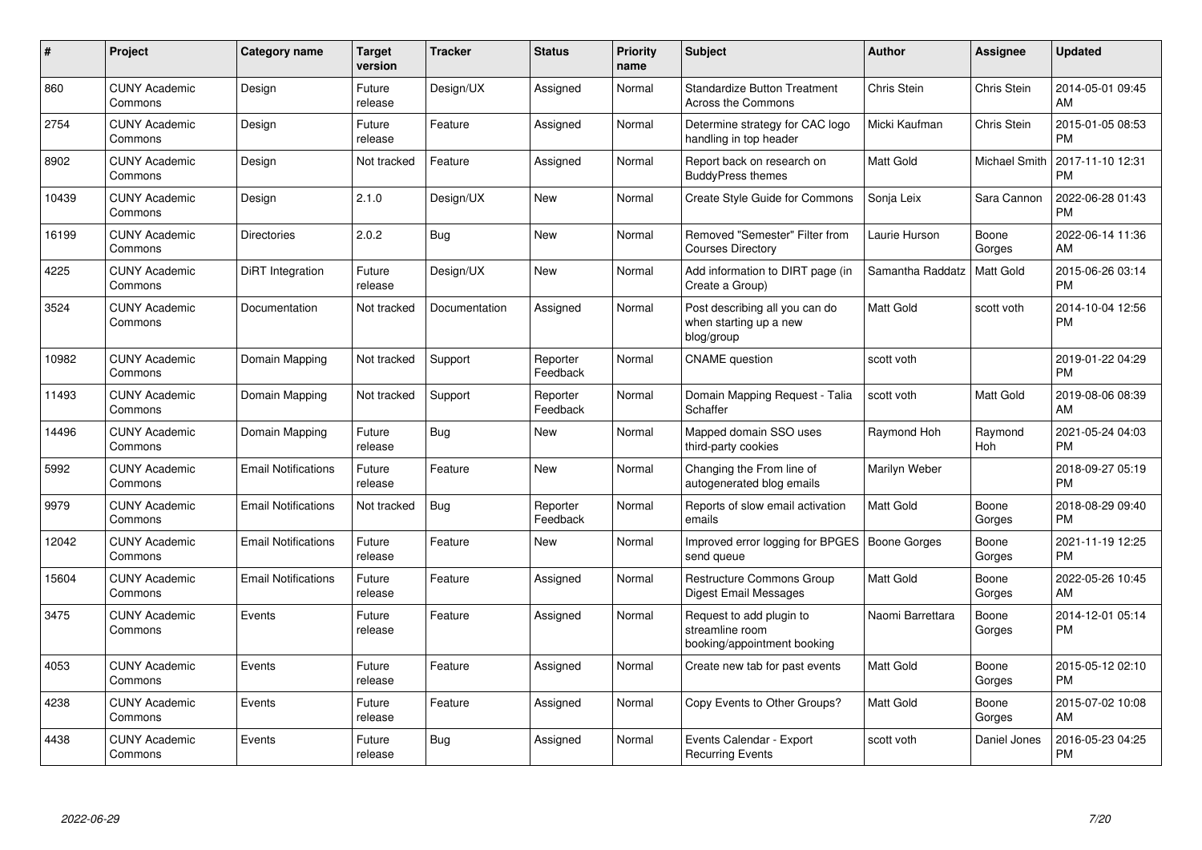| # | Project | Category name | Target version | Tracker | Status | Priority name | Subject | Author | Assignee | Updated |
|---|---|---|---|---|---|---|---|---|---|---|
| 860 | CUNY Academic Commons | Design | Future release | Design/UX | Assigned | Normal | Standardize Button Treatment Across the Commons | Chris Stein | Chris Stein | 2014-05-01 09:45 AM |
| 2754 | CUNY Academic Commons | Design | Future release | Feature | Assigned | Normal | Determine strategy for CAC logo handling in top header | Micki Kaufman | Chris Stein | 2015-01-05 08:53 PM |
| 8902 | CUNY Academic Commons | Design | Not tracked | Feature | Assigned | Normal | Report back on research on BuddyPress themes | Matt Gold | Michael Smith | 2017-11-10 12:31 PM |
| 10439 | CUNY Academic Commons | Design | 2.1.0 | Design/UX | New | Normal | Create Style Guide for Commons | Sonja Leix | Sara Cannon | 2022-06-28 01:43 PM |
| 16199 | CUNY Academic Commons | Directories | 2.0.2 | Bug | New | Normal | Removed "Semester" Filter from Courses Directory | Laurie Hurson | Boone Gorges | 2022-06-14 11:36 AM |
| 4225 | CUNY Academic Commons | DiRT Integration | Future release | Design/UX | New | Normal | Add information to DIRT page (in Create a Group) | Samantha Raddatz | Matt Gold | 2015-06-26 03:14 PM |
| 3524 | CUNY Academic Commons | Documentation | Not tracked | Documentation | Assigned | Normal | Post describing all you can do when starting up a new blog/group | Matt Gold | scott voth | 2014-10-04 12:56 PM |
| 10982 | CUNY Academic Commons | Domain Mapping | Not tracked | Support | Reporter Feedback | Normal | CNAME question | scott voth | | 2019-01-22 04:29 PM |
| 11493 | CUNY Academic Commons | Domain Mapping | Not tracked | Support | Reporter Feedback | Normal | Domain Mapping Request - Talia Schaffer | scott voth | Matt Gold | 2019-08-06 08:39 AM |
| 14496 | CUNY Academic Commons | Domain Mapping | Future release | Bug | New | Normal | Mapped domain SSO uses third-party cookies | Raymond Hoh | Raymond Hoh | 2021-05-24 04:03 PM |
| 5992 | CUNY Academic Commons | Email Notifications | Future release | Feature | New | Normal | Changing the From line of autogenerated blog emails | Marilyn Weber | | 2018-09-27 05:19 PM |
| 9979 | CUNY Academic Commons | Email Notifications | Not tracked | Bug | Reporter Feedback | Normal | Reports of slow email activation emails | Matt Gold | Boone Gorges | 2018-08-29 09:40 PM |
| 12042 | CUNY Academic Commons | Email Notifications | Future release | Feature | New | Normal | Improved error logging for BPGES send queue | Boone Gorges | Boone Gorges | 2021-11-19 12:25 PM |
| 15604 | CUNY Academic Commons | Email Notifications | Future release | Feature | Assigned | Normal | Restructure Commons Group Digest Email Messages | Matt Gold | Boone Gorges | 2022-05-26 10:45 AM |
| 3475 | CUNY Academic Commons | Events | Future release | Feature | Assigned | Normal | Request to add plugin to streamline room booking/appointment booking | Naomi Barrettara | Boone Gorges | 2014-12-01 05:14 PM |
| 4053 | CUNY Academic Commons | Events | Future release | Feature | Assigned | Normal | Create new tab for past events | Matt Gold | Boone Gorges | 2015-05-12 02:10 PM |
| 4238 | CUNY Academic Commons | Events | Future release | Feature | Assigned | Normal | Copy Events to Other Groups? | Matt Gold | Boone Gorges | 2015-07-02 10:08 AM |
| 4438 | CUNY Academic Commons | Events | Future release | Bug | Assigned | Normal | Events Calendar - Export Recurring Events | scott voth | Daniel Jones | 2016-05-23 04:25 PM |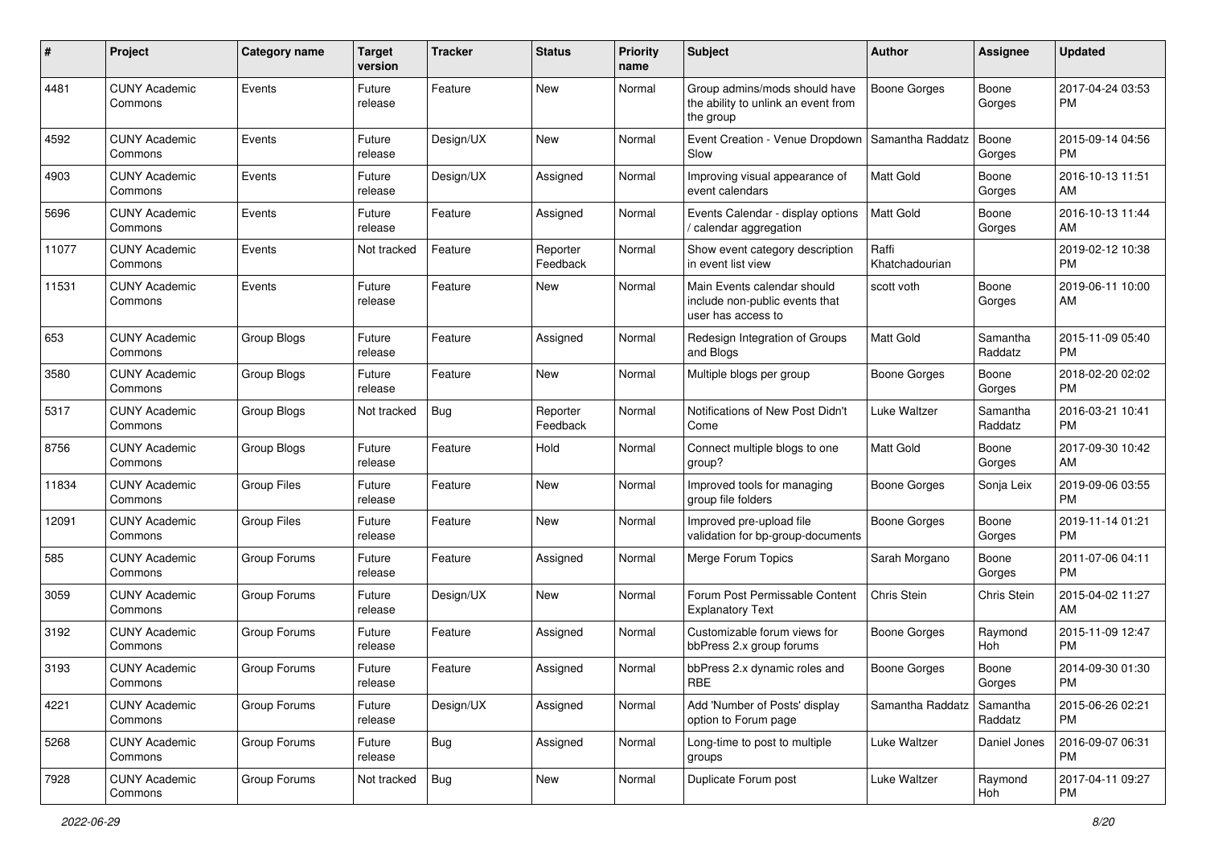| # | Project | Category name | Target version | Tracker | Status | Priority name | Subject | Author | Assignee | Updated |
|---|---|---|---|---|---|---|---|---|---|---|
| 4481 | CUNY Academic Commons | Events | Future release | Feature | New | Normal | Group admins/mods should have the ability to unlink an event from the group | Boone Gorges | Boone Gorges | 2017-04-24 03:53 PM |
| 4592 | CUNY Academic Commons | Events | Future release | Design/UX | New | Normal | Event Creation - Venue Dropdown Slow | Samantha Raddatz | Boone Gorges | 2015-09-14 04:56 PM |
| 4903 | CUNY Academic Commons | Events | Future release | Design/UX | Assigned | Normal | Improving visual appearance of event calendars | Matt Gold | Boone Gorges | 2016-10-13 11:51 AM |
| 5696 | CUNY Academic Commons | Events | Future release | Feature | Assigned | Normal | Events Calendar - display options / calendar aggregation | Matt Gold | Boone Gorges | 2016-10-13 11:44 AM |
| 11077 | CUNY Academic Commons | Events | Not tracked | Feature | Reporter Feedback | Normal | Show event category description in event list view | Raffi Khatchadourian | | 2019-02-12 10:38 PM |
| 11531 | CUNY Academic Commons | Events | Future release | Feature | New | Normal | Main Events calendar should include non-public events that user has access to | scott voth | Boone Gorges | 2019-06-11 10:00 AM |
| 653 | CUNY Academic Commons | Group Blogs | Future release | Feature | Assigned | Normal | Redesign Integration of Groups and Blogs | Matt Gold | Samantha Raddatz | 2015-11-09 05:40 PM |
| 3580 | CUNY Academic Commons | Group Blogs | Future release | Feature | New | Normal | Multiple blogs per group | Boone Gorges | Boone Gorges | 2018-02-20 02:02 PM |
| 5317 | CUNY Academic Commons | Group Blogs | Not tracked | Bug | Reporter Feedback | Normal | Notifications of New Post Didn't Come | Luke Waltzer | Samantha Raddatz | 2016-03-21 10:41 PM |
| 8756 | CUNY Academic Commons | Group Blogs | Future release | Feature | Hold | Normal | Connect multiple blogs to one group? | Matt Gold | Boone Gorges | 2017-09-30 10:42 AM |
| 11834 | CUNY Academic Commons | Group Files | Future release | Feature | New | Normal | Improved tools for managing group file folders | Boone Gorges | Sonja Leix | 2019-09-06 03:55 PM |
| 12091 | CUNY Academic Commons | Group Files | Future release | Feature | New | Normal | Improved pre-upload file validation for bp-group-documents | Boone Gorges | Boone Gorges | 2019-11-14 01:21 PM |
| 585 | CUNY Academic Commons | Group Forums | Future release | Feature | Assigned | Normal | Merge Forum Topics | Sarah Morgano | Boone Gorges | 2011-07-06 04:11 PM |
| 3059 | CUNY Academic Commons | Group Forums | Future release | Design/UX | New | Normal | Forum Post Permissable Content Explanatory Text | Chris Stein | Chris Stein | 2015-04-02 11:27 AM |
| 3192 | CUNY Academic Commons | Group Forums | Future release | Feature | Assigned | Normal | Customizable forum views for bbPress 2.x group forums | Boone Gorges | Raymond Hoh | 2015-11-09 12:47 PM |
| 3193 | CUNY Academic Commons | Group Forums | Future release | Feature | Assigned | Normal | bbPress 2.x dynamic roles and RBE | Boone Gorges | Boone Gorges | 2014-09-30 01:30 PM |
| 4221 | CUNY Academic Commons | Group Forums | Future release | Design/UX | Assigned | Normal | Add 'Number of Posts' display option to Forum page | Samantha Raddatz | Samantha Raddatz | 2015-06-26 02:21 PM |
| 5268 | CUNY Academic Commons | Group Forums | Future release | Bug | Assigned | Normal | Long-time to post to multiple groups | Luke Waltzer | Daniel Jones | 2016-09-07 06:31 PM |
| 7928 | CUNY Academic Commons | Group Forums | Not tracked | Bug | New | Normal | Duplicate Forum post | Luke Waltzer | Raymond Hoh | 2017-04-11 09:27 PM |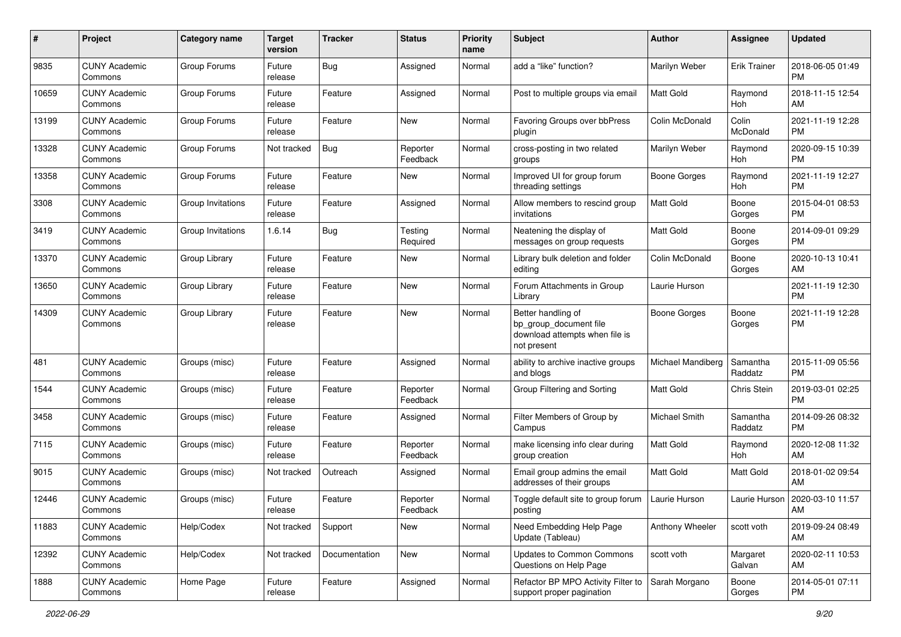| # | Project | Category name | Target version | Tracker | Status | Priority name | Subject | Author | Assignee | Updated |
|---|---|---|---|---|---|---|---|---|---|---|
| 9835 | CUNY Academic Commons | Group Forums | Future release | Bug | Assigned | Normal | add a “like” function? | Marilyn Weber | Erik Trainer | 2018-06-05 01:49 PM |
| 10659 | CUNY Academic Commons | Group Forums | Future release | Feature | Assigned | Normal | Post to multiple groups via email | Matt Gold | Raymond Hoh | 2018-11-15 12:54 AM |
| 13199 | CUNY Academic Commons | Group Forums | Future release | Feature | New | Normal | Favoring Groups over bbPress plugin | Colin McDonald | Colin McDonald | 2021-11-19 12:28 PM |
| 13328 | CUNY Academic Commons | Group Forums | Not tracked | Bug | Reporter Feedback | Normal | cross-posting in two related groups | Marilyn Weber | Raymond Hoh | 2020-09-15 10:39 PM |
| 13358 | CUNY Academic Commons | Group Forums | Future release | Feature | New | Normal | Improved UI for group forum threading settings | Boone Gorges | Raymond Hoh | 2021-11-19 12:27 PM |
| 3308 | CUNY Academic Commons | Group Invitations | Future release | Feature | Assigned | Normal | Allow members to rescind group invitations | Matt Gold | Boone Gorges | 2015-04-01 08:53 PM |
| 3419 | CUNY Academic Commons | Group Invitations | 1.6.14 | Bug | Testing Required | Normal | Neatening the display of messages on group requests | Matt Gold | Boone Gorges | 2014-09-01 09:29 PM |
| 13370 | CUNY Academic Commons | Group Library | Future release | Feature | New | Normal | Library bulk deletion and folder editing | Colin McDonald | Boone Gorges | 2020-10-13 10:41 AM |
| 13650 | CUNY Academic Commons | Group Library | Future release | Feature | New | Normal | Forum Attachments in Group Library | Laurie Hurson | | 2021-11-19 12:30 PM |
| 14309 | CUNY Academic Commons | Group Library | Future release | Feature | New | Normal | Better handling of bp_group_document file download attempts when file is not present | Boone Gorges | Boone Gorges | 2021-11-19 12:28 PM |
| 481 | CUNY Academic Commons | Groups (misc) | Future release | Feature | Assigned | Normal | ability to archive inactive groups and blogs | Michael Mandiberg | Samantha Raddatz | 2015-11-09 05:56 PM |
| 1544 | CUNY Academic Commons | Groups (misc) | Future release | Feature | Reporter Feedback | Normal | Group Filtering and Sorting | Matt Gold | Chris Stein | 2019-03-01 02:25 PM |
| 3458 | CUNY Academic Commons | Groups (misc) | Future release | Feature | Assigned | Normal | Filter Members of Group by Campus | Michael Smith | Samantha Raddatz | 2014-09-26 08:32 PM |
| 7115 | CUNY Academic Commons | Groups (misc) | Future release | Feature | Reporter Feedback | Normal | make licensing info clear during group creation | Matt Gold | Raymond Hoh | 2020-12-08 11:32 AM |
| 9015 | CUNY Academic Commons | Groups (misc) | Not tracked | Outreach | Assigned | Normal | Email group admins the email addresses of their groups | Matt Gold | Matt Gold | 2018-01-02 09:54 AM |
| 12446 | CUNY Academic Commons | Groups (misc) | Future release | Feature | Reporter Feedback | Normal | Toggle default site to group forum posting | Laurie Hurson | Laurie Hurson | 2020-03-10 11:57 AM |
| 11883 | CUNY Academic Commons | Help/Codex | Not tracked | Support | New | Normal | Need Embedding Help Page Update (Tableau) | Anthony Wheeler | scott voth | 2019-09-24 08:49 AM |
| 12392 | CUNY Academic Commons | Help/Codex | Not tracked | Documentation | New | Normal | Updates to Common Commons Questions on Help Page | scott voth | Margaret Galvan | 2020-02-11 10:53 AM |
| 1888 | CUNY Academic Commons | Home Page | Future release | Feature | Assigned | Normal | Refactor BP MPO Activity Filter to support proper pagination | Sarah Morgano | Boone Gorges | 2014-05-01 07:11 PM |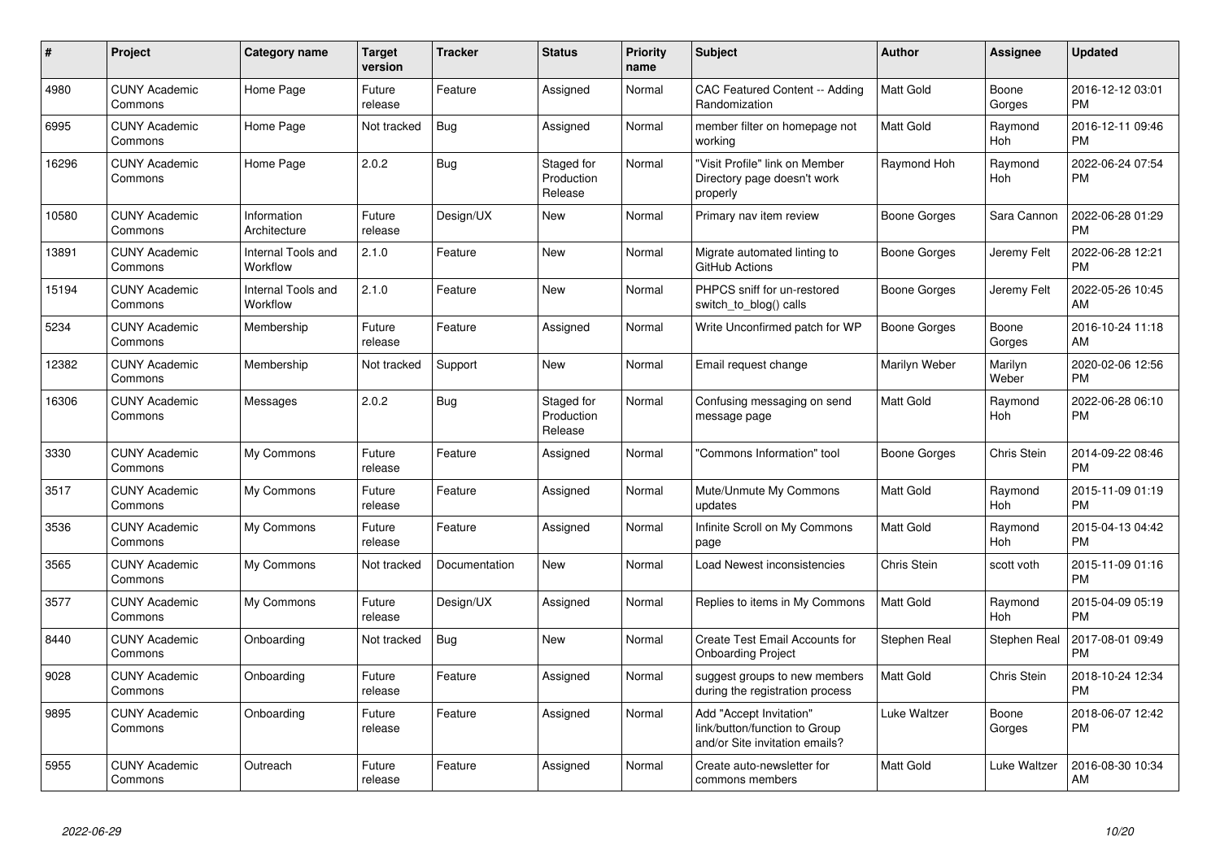| # | Project | Category name | Target version | Tracker | Status | Priority name | Subject | Author | Assignee | Updated |
|---|---|---|---|---|---|---|---|---|---|---|
| 4980 | CUNY Academic Commons | Home Page | Future release | Feature | Assigned | Normal | CAC Featured Content -- Adding Randomization | Matt Gold | Boone Gorges | 2016-12-12 03:01 PM |
| 6995 | CUNY Academic Commons | Home Page | Not tracked | Bug | Assigned | Normal | member filter on homepage not working | Matt Gold | Raymond Hoh | 2016-12-11 09:46 PM |
| 16296 | CUNY Academic Commons | Home Page | 2.0.2 | Bug | Staged for Production Release | Normal | "Visit Profile" link on Member Directory page doesn't work properly | Raymond Hoh | Raymond Hoh | 2022-06-24 07:54 PM |
| 10580 | CUNY Academic Commons | Information Architecture | Future release | Design/UX | New | Normal | Primary nav item review | Boone Gorges | Sara Cannon | 2022-06-28 01:29 PM |
| 13891 | CUNY Academic Commons | Internal Tools and Workflow | 2.1.0 | Feature | New | Normal | Migrate automated linting to GitHub Actions | Boone Gorges | Jeremy Felt | 2022-06-28 12:21 PM |
| 15194 | CUNY Academic Commons | Internal Tools and Workflow | 2.1.0 | Feature | New | Normal | PHPCS sniff for un-restored switch_to_blog() calls | Boone Gorges | Jeremy Felt | 2022-05-26 10:45 AM |
| 5234 | CUNY Academic Commons | Membership | Future release | Feature | Assigned | Normal | Write Unconfirmed patch for WP | Boone Gorges | Boone Gorges | 2016-10-24 11:18 AM |
| 12382 | CUNY Academic Commons | Membership | Not tracked | Support | New | Normal | Email request change | Marilyn Weber | Marilyn Weber | 2020-02-06 12:56 PM |
| 16306 | CUNY Academic Commons | Messages | 2.0.2 | Bug | Staged for Production Release | Normal | Confusing messaging on send message page | Matt Gold | Raymond Hoh | 2022-06-28 06:10 PM |
| 3330 | CUNY Academic Commons | My Commons | Future release | Feature | Assigned | Normal | "Commons Information" tool | Boone Gorges | Chris Stein | 2014-09-22 08:46 PM |
| 3517 | CUNY Academic Commons | My Commons | Future release | Feature | Assigned | Normal | Mute/Unmute My Commons updates | Matt Gold | Raymond Hoh | 2015-11-09 01:19 PM |
| 3536 | CUNY Academic Commons | My Commons | Future release | Feature | Assigned | Normal | Infinite Scroll on My Commons page | Matt Gold | Raymond Hoh | 2015-04-13 04:42 PM |
| 3565 | CUNY Academic Commons | My Commons | Not tracked | Documentation | New | Normal | Load Newest inconsistencies | Chris Stein | scott voth | 2015-11-09 01:16 PM |
| 3577 | CUNY Academic Commons | My Commons | Future release | Design/UX | Assigned | Normal | Replies to items in My Commons | Matt Gold | Raymond Hoh | 2015-04-09 05:19 PM |
| 8440 | CUNY Academic Commons | Onboarding | Not tracked | Bug | New | Normal | Create Test Email Accounts for Onboarding Project | Stephen Real | Stephen Real | 2017-08-01 09:49 PM |
| 9028 | CUNY Academic Commons | Onboarding | Future release | Feature | Assigned | Normal | suggest groups to new members during the registration process | Matt Gold | Chris Stein | 2018-10-24 12:34 PM |
| 9895 | CUNY Academic Commons | Onboarding | Future release | Feature | Assigned | Normal | Add "Accept Invitation" link/button/function to Group and/or Site invitation emails? | Luke Waltzer | Boone Gorges | 2018-06-07 12:42 PM |
| 5955 | CUNY Academic Commons | Outreach | Future release | Feature | Assigned | Normal | Create auto-newsletter for commons members | Matt Gold | Luke Waltzer | 2016-08-30 10:34 AM |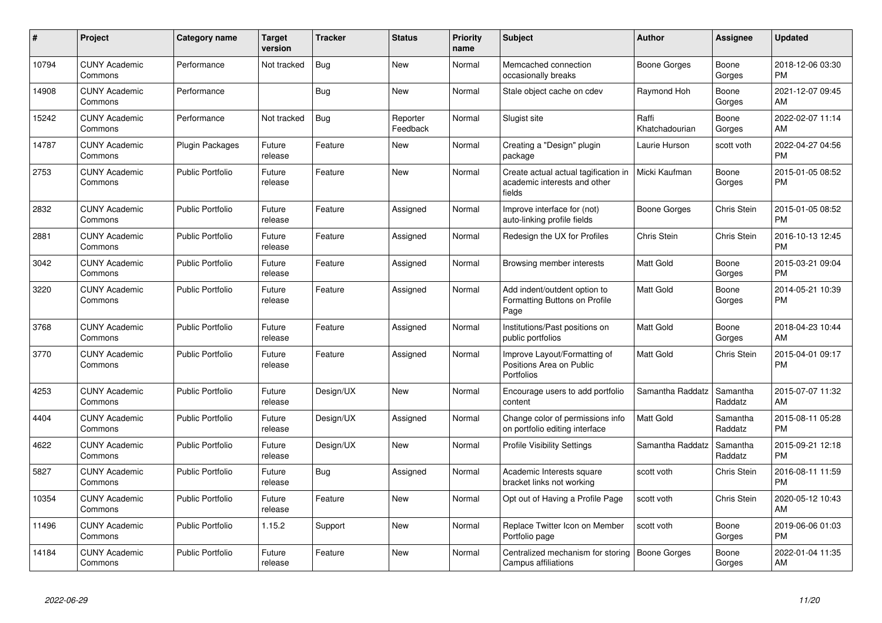| # | Project | Category name | Target version | Tracker | Status | Priority name | Subject | Author | Assignee | Updated |
|---|---|---|---|---|---|---|---|---|---|---|
| 10794 | CUNY Academic Commons | Performance | Not tracked | Bug | New | Normal | Memcached connection occasionally breaks | Boone Gorges | Boone Gorges | 2018-12-06 03:30 PM |
| 14908 | CUNY Academic Commons | Performance | | Bug | New | Normal | Stale object cache on cdev | Raymond Hoh | Boone Gorges | 2021-12-07 09:45 AM |
| 15242 | CUNY Academic Commons | Performance | Not tracked | Bug | Reporter Feedback | Normal | Slugist site | Raffi Khatchadourian | Boone Gorges | 2022-02-07 11:14 AM |
| 14787 | CUNY Academic Commons | Plugin Packages | Future release | Feature | New | Normal | Creating a "Design" plugin package | Laurie Hurson | scott voth | 2022-04-27 04:56 PM |
| 2753 | CUNY Academic Commons | Public Portfolio | Future release | Feature | New | Normal | Create actual actual tagification in academic interests and other fields | Micki Kaufman | Boone Gorges | 2015-01-05 08:52 PM |
| 2832 | CUNY Academic Commons | Public Portfolio | Future release | Feature | Assigned | Normal | Improve interface for (not) auto-linking profile fields | Boone Gorges | Chris Stein | 2015-01-05 08:52 PM |
| 2881 | CUNY Academic Commons | Public Portfolio | Future release | Feature | Assigned | Normal | Redesign the UX for Profiles | Chris Stein | Chris Stein | 2016-10-13 12:45 PM |
| 3042 | CUNY Academic Commons | Public Portfolio | Future release | Feature | Assigned | Normal | Browsing member interests | Matt Gold | Boone Gorges | 2015-03-21 09:04 PM |
| 3220 | CUNY Academic Commons | Public Portfolio | Future release | Feature | Assigned | Normal | Add indent/outdent option to Formatting Buttons on Profile Page | Matt Gold | Boone Gorges | 2014-05-21 10:39 PM |
| 3768 | CUNY Academic Commons | Public Portfolio | Future release | Feature | Assigned | Normal | Institutions/Past positions on public portfolios | Matt Gold | Boone Gorges | 2018-04-23 10:44 AM |
| 3770 | CUNY Academic Commons | Public Portfolio | Future release | Feature | Assigned | Normal | Improve Layout/Formatting of Positions Area on Public Portfolios | Matt Gold | Chris Stein | 2015-04-01 09:17 PM |
| 4253 | CUNY Academic Commons | Public Portfolio | Future release | Design/UX | New | Normal | Encourage users to add portfolio content | Samantha Raddatz | Samantha Raddatz | 2015-07-07 11:32 AM |
| 4404 | CUNY Academic Commons | Public Portfolio | Future release | Design/UX | Assigned | Normal | Change color of permissions info on portfolio editing interface | Matt Gold | Samantha Raddatz | 2015-08-11 05:28 PM |
| 4622 | CUNY Academic Commons | Public Portfolio | Future release | Design/UX | New | Normal | Profile Visibility Settings | Samantha Raddatz | Samantha Raddatz | 2015-09-21 12:18 PM |
| 5827 | CUNY Academic Commons | Public Portfolio | Future release | Bug | Assigned | Normal | Academic Interests square bracket links not working | scott voth | Chris Stein | 2016-08-11 11:59 PM |
| 10354 | CUNY Academic Commons | Public Portfolio | Future release | Feature | New | Normal | Opt out of Having a Profile Page | scott voth | Chris Stein | 2020-05-12 10:43 AM |
| 11496 | CUNY Academic Commons | Public Portfolio | 1.15.2 | Support | New | Normal | Replace Twitter Icon on Member Portfolio page | scott voth | Boone Gorges | 2019-06-06 01:03 PM |
| 14184 | CUNY Academic Commons | Public Portfolio | Future release | Feature | New | Normal | Centralized mechanism for storing Campus affiliations | Boone Gorges | Boone Gorges | 2022-01-04 11:35 AM |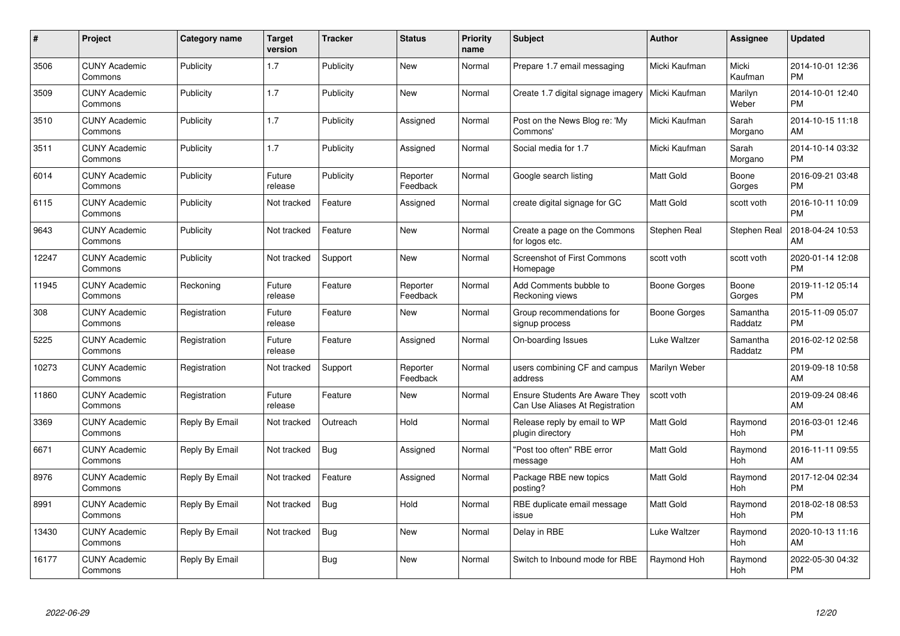| # | Project | Category name | Target version | Tracker | Status | Priority name | Subject | Author | Assignee | Updated |
|---|---|---|---|---|---|---|---|---|---|---|
| 3506 | CUNY Academic Commons | Publicity | 1.7 | Publicity | New | Normal | Prepare 1.7 email messaging | Micki Kaufman | Micki Kaufman | 2014-10-01 12:36 PM |
| 3509 | CUNY Academic Commons | Publicity | 1.7 | Publicity | New | Normal | Create 1.7 digital signage imagery | Micki Kaufman | Marilyn Weber | 2014-10-01 12:40 PM |
| 3510 | CUNY Academic Commons | Publicity | 1.7 | Publicity | Assigned | Normal | Post on the News Blog re: 'My Commons' | Micki Kaufman | Sarah Morgano | 2014-10-15 11:18 AM |
| 3511 | CUNY Academic Commons | Publicity | 1.7 | Publicity | Assigned | Normal | Social media for 1.7 | Micki Kaufman | Sarah Morgano | 2014-10-14 03:32 PM |
| 6014 | CUNY Academic Commons | Publicity | Future release | Publicity | Reporter Feedback | Normal | Google search listing | Matt Gold | Boone Gorges | 2016-09-21 03:48 PM |
| 6115 | CUNY Academic Commons | Publicity | Not tracked | Feature | Assigned | Normal | create digital signage for GC | Matt Gold | scott voth | 2016-10-11 10:09 PM |
| 9643 | CUNY Academic Commons | Publicity | Not tracked | Feature | New | Normal | Create a page on the Commons for logos etc. | Stephen Real | Stephen Real | 2018-04-24 10:53 AM |
| 12247 | CUNY Academic Commons | Publicity | Not tracked | Support | New | Normal | Screenshot of First Commons Homepage | scott voth | scott voth | 2020-01-14 12:08 PM |
| 11945 | CUNY Academic Commons | Reckoning | Future release | Feature | Reporter Feedback | Normal | Add Comments bubble to Reckoning views | Boone Gorges | Boone Gorges | 2019-11-12 05:14 PM |
| 308 | CUNY Academic Commons | Registration | Future release | Feature | New | Normal | Group recommendations for signup process | Boone Gorges | Samantha Raddatz | 2015-11-09 05:07 PM |
| 5225 | CUNY Academic Commons | Registration | Future release | Feature | Assigned | Normal | On-boarding Issues | Luke Waltzer | Samantha Raddatz | 2016-02-12 02:58 PM |
| 10273 | CUNY Academic Commons | Registration | Not tracked | Support | Reporter Feedback | Normal | users combining CF and campus address | Marilyn Weber | | 2019-09-18 10:58 AM |
| 11860 | CUNY Academic Commons | Registration | Future release | Feature | New | Normal | Ensure Students Are Aware They Can Use Aliases At Registration | scott voth | | 2019-09-24 08:46 AM |
| 3369 | CUNY Academic Commons | Reply By Email | Not tracked | Outreach | Hold | Normal | Release reply by email to WP plugin directory | Matt Gold | Raymond Hoh | 2016-03-01 12:46 PM |
| 6671 | CUNY Academic Commons | Reply By Email | Not tracked | Bug | Assigned | Normal | "Post too often" RBE error message | Matt Gold | Raymond Hoh | 2016-11-11 09:55 AM |
| 8976 | CUNY Academic Commons | Reply By Email | Not tracked | Feature | Assigned | Normal | Package RBE new topics posting? | Matt Gold | Raymond Hoh | 2017-12-04 02:34 PM |
| 8991 | CUNY Academic Commons | Reply By Email | Not tracked | Bug | Hold | Normal | RBE duplicate email message issue | Matt Gold | Raymond Hoh | 2018-02-18 08:53 PM |
| 13430 | CUNY Academic Commons | Reply By Email | Not tracked | Bug | New | Normal | Delay in RBE | Luke Waltzer | Raymond Hoh | 2020-10-13 11:16 AM |
| 16177 | CUNY Academic Commons | Reply By Email | | Bug | New | Normal | Switch to Inbound mode for RBE | Raymond Hoh | Raymond Hoh | 2022-05-30 04:32 PM |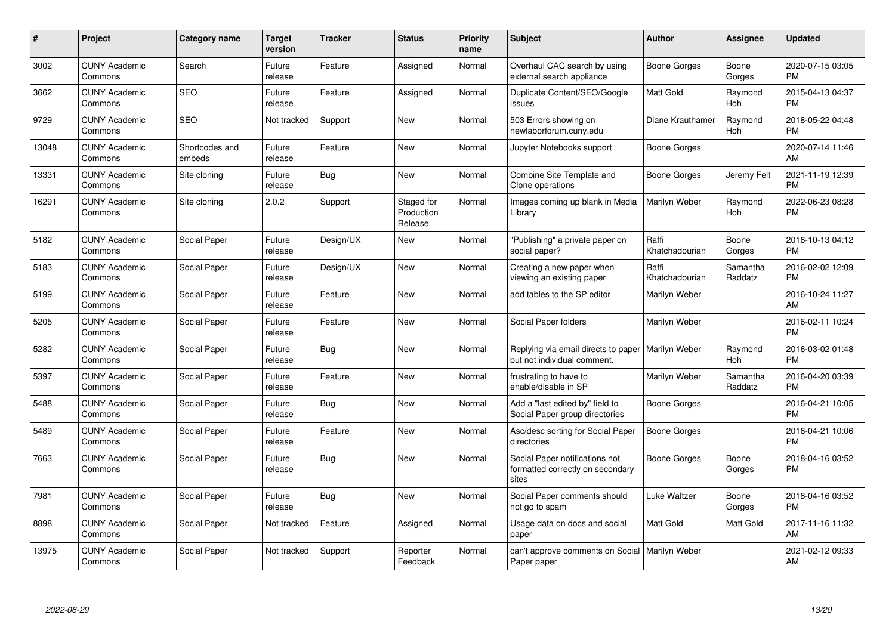| # | Project | Category name | Target version | Tracker | Status | Priority name | Subject | Author | Assignee | Updated |
|---|---|---|---|---|---|---|---|---|---|---|
| 3002 | CUNY Academic Commons | Search | Future release | Feature | Assigned | Normal | Overhaul CAC search by using external search appliance | Boone Gorges | Boone Gorges | 2020-07-15 03:05 PM |
| 3662 | CUNY Academic Commons | SEO | Future release | Feature | Assigned | Normal | Duplicate Content/SEO/Google issues | Matt Gold | Raymond Hoh | 2015-04-13 04:37 PM |
| 9729 | CUNY Academic Commons | SEO | Not tracked | Support | New | Normal | 503 Errors showing on newlaborforum.cuny.edu | Diane Krauthamer | Raymond Hoh | 2018-05-22 04:48 PM |
| 13048 | CUNY Academic Commons | Shortcodes and embeds | Future release | Feature | New | Normal | Jupyter Notebooks support | Boone Gorges | | 2020-07-14 11:46 AM |
| 13331 | CUNY Academic Commons | Site cloning | Future release | Bug | New | Normal | Combine Site Template and Clone operations | Boone Gorges | Jeremy Felt | 2021-11-19 12:39 PM |
| 16291 | CUNY Academic Commons | Site cloning | 2.0.2 | Support | Staged for Production Release | Normal | Images coming up blank in Media Library | Marilyn Weber | Raymond Hoh | 2022-06-23 08:28 PM |
| 5182 | CUNY Academic Commons | Social Paper | Future release | Design/UX | New | Normal | "Publishing" a private paper on social paper? | Raffi Khatchadourian | Boone Gorges | 2016-10-13 04:12 PM |
| 5183 | CUNY Academic Commons | Social Paper | Future release | Design/UX | New | Normal | Creating a new paper when viewing an existing paper | Raffi Khatchadourian | Samantha Raddatz | 2016-02-02 12:09 PM |
| 5199 | CUNY Academic Commons | Social Paper | Future release | Feature | New | Normal | add tables to the SP editor | Marilyn Weber | | 2016-10-24 11:27 AM |
| 5205 | CUNY Academic Commons | Social Paper | Future release | Feature | New | Normal | Social Paper folders | Marilyn Weber | | 2016-02-11 10:24 PM |
| 5282 | CUNY Academic Commons | Social Paper | Future release | Bug | New | Normal | Replying via email directs to paper but not individual comment. | Marilyn Weber | Raymond Hoh | 2016-03-02 01:48 PM |
| 5397 | CUNY Academic Commons | Social Paper | Future release | Feature | New | Normal | frustrating to have to enable/disable in SP | Marilyn Weber | Samantha Raddatz | 2016-04-20 03:39 PM |
| 5488 | CUNY Academic Commons | Social Paper | Future release | Bug | New | Normal | Add a "last edited by" field to Social Paper group directories | Boone Gorges | | 2016-04-21 10:05 PM |
| 5489 | CUNY Academic Commons | Social Paper | Future release | Feature | New | Normal | Asc/desc sorting for Social Paper directories | Boone Gorges | | 2016-04-21 10:06 PM |
| 7663 | CUNY Academic Commons | Social Paper | Future release | Bug | New | Normal | Social Paper notifications not formatted correctly on secondary sites | Boone Gorges | Boone Gorges | 2018-04-16 03:52 PM |
| 7981 | CUNY Academic Commons | Social Paper | Future release | Bug | New | Normal | Social Paper comments should not go to spam | Luke Waltzer | Boone Gorges | 2018-04-16 03:52 PM |
| 8898 | CUNY Academic Commons | Social Paper | Not tracked | Feature | Assigned | Normal | Usage data on docs and social paper | Matt Gold | Matt Gold | 2017-11-16 11:32 AM |
| 13975 | CUNY Academic Commons | Social Paper | Not tracked | Support | Reporter Feedback | Normal | can't approve comments on Social Paper paper | Marilyn Weber | | 2021-02-12 09:33 AM |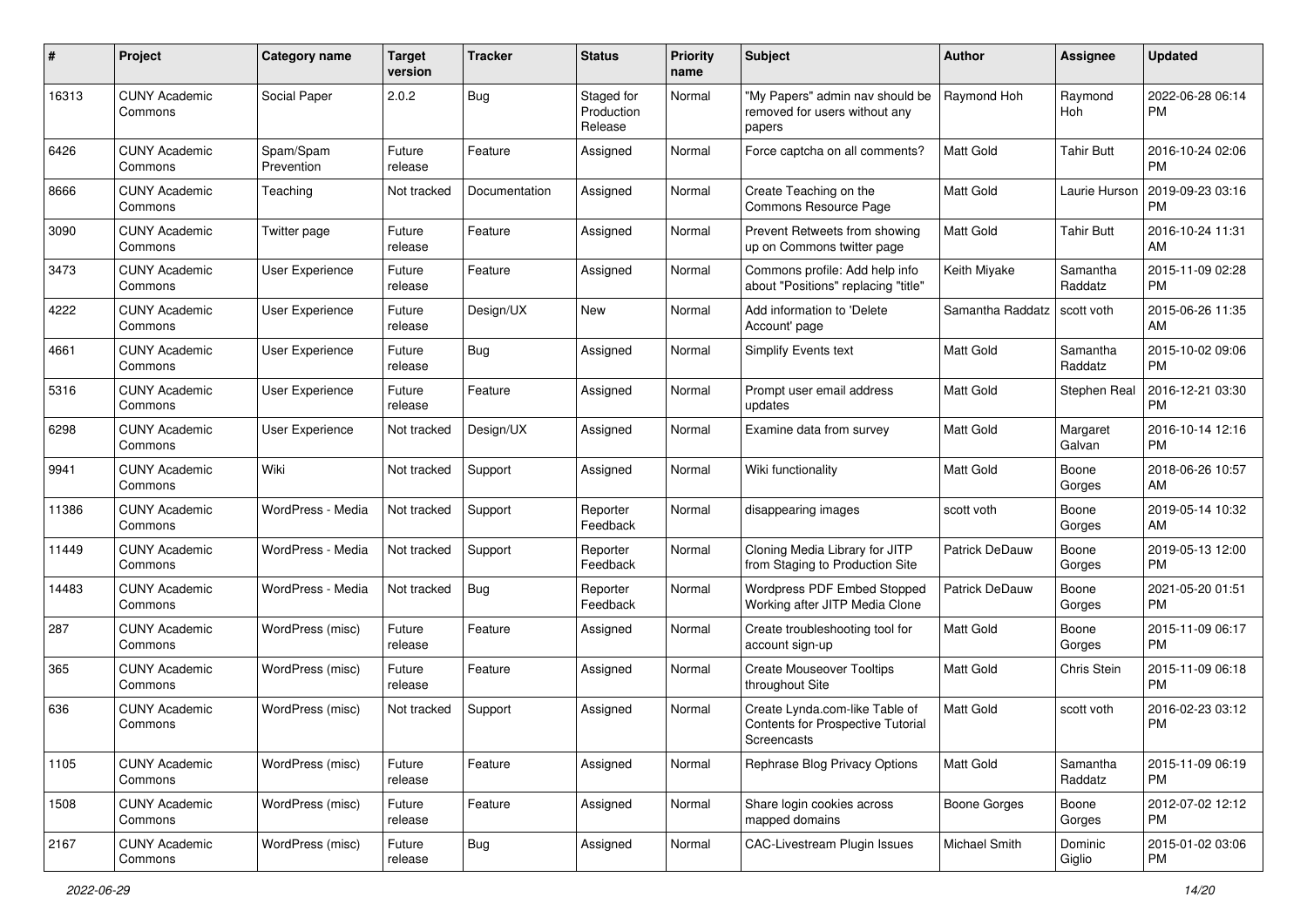| # | Project | Category name | Target version | Tracker | Status | Priority name | Subject | Author | Assignee | Updated |
|---|---|---|---|---|---|---|---|---|---|---|
| 16313 | CUNY Academic Commons | Social Paper | 2.0.2 | Bug | Staged for Production Release | Normal | "My Papers" admin nav should be removed for users without any papers | Raymond Hoh | Raymond Hoh | 2022-06-28 06:14 PM |
| 6426 | CUNY Academic Commons | Spam/Spam Prevention | Future release | Feature | Assigned | Normal | Force captcha on all comments? | Matt Gold | Tahir Butt | 2016-10-24 02:06 PM |
| 8666 | CUNY Academic Commons | Teaching | Not tracked | Documentation | Assigned | Normal | Create Teaching on the Commons Resource Page | Matt Gold | Laurie Hurson | 2019-09-23 03:16 PM |
| 3090 | CUNY Academic Commons | Twitter page | Future release | Feature | Assigned | Normal | Prevent Retweets from showing up on Commons twitter page | Matt Gold | Tahir Butt | 2016-10-24 11:31 AM |
| 3473 | CUNY Academic Commons | User Experience | Future release | Feature | Assigned | Normal | Commons profile: Add help info about "Positions" replacing "title" | Keith Miyake | Samantha Raddatz | 2015-11-09 02:28 PM |
| 4222 | CUNY Academic Commons | User Experience | Future release | Design/UX | New | Normal | Add information to 'Delete Account' page | Samantha Raddatz | scott voth | 2015-06-26 11:35 AM |
| 4661 | CUNY Academic Commons | User Experience | Future release | Bug | Assigned | Normal | Simplify Events text | Matt Gold | Samantha Raddatz | 2015-10-02 09:06 PM |
| 5316 | CUNY Academic Commons | User Experience | Future release | Feature | Assigned | Normal | Prompt user email address updates | Matt Gold | Stephen Real | 2016-12-21 03:30 PM |
| 6298 | CUNY Academic Commons | User Experience | Not tracked | Design/UX | Assigned | Normal | Examine data from survey | Matt Gold | Margaret Galvan | 2016-10-14 12:16 PM |
| 9941 | CUNY Academic Commons | Wiki | Not tracked | Support | Assigned | Normal | Wiki functionality | Matt Gold | Boone Gorges | 2018-06-26 10:57 AM |
| 11386 | CUNY Academic Commons | WordPress - Media | Not tracked | Support | Reporter Feedback | Normal | disappearing images | scott voth | Boone Gorges | 2019-05-14 10:32 AM |
| 11449 | CUNY Academic Commons | WordPress - Media | Not tracked | Support | Reporter Feedback | Normal | Cloning Media Library for JITP from Staging to Production Site | Patrick DeDauw | Boone Gorges | 2019-05-13 12:00 PM |
| 14483 | CUNY Academic Commons | WordPress - Media | Not tracked | Bug | Reporter Feedback | Normal | Wordpress PDF Embed Stopped Working after JITP Media Clone | Patrick DeDauw | Boone Gorges | 2021-05-20 01:51 PM |
| 287 | CUNY Academic Commons | WordPress (misc) | Future release | Feature | Assigned | Normal | Create troubleshooting tool for account sign-up | Matt Gold | Boone Gorges | 2015-11-09 06:17 PM |
| 365 | CUNY Academic Commons | WordPress (misc) | Future release | Feature | Assigned | Normal | Create Mouseover Tooltips throughout Site | Matt Gold | Chris Stein | 2015-11-09 06:18 PM |
| 636 | CUNY Academic Commons | WordPress (misc) | Not tracked | Support | Assigned | Normal | Create Lynda.com-like Table of Contents for Prospective Tutorial Screencasts | Matt Gold | scott voth | 2016-02-23 03:12 PM |
| 1105 | CUNY Academic Commons | WordPress (misc) | Future release | Feature | Assigned | Normal | Rephrase Blog Privacy Options | Matt Gold | Samantha Raddatz | 2015-11-09 06:19 PM |
| 1508 | CUNY Academic Commons | WordPress (misc) | Future release | Feature | Assigned | Normal | Share login cookies across mapped domains | Boone Gorges | Boone Gorges | 2012-07-02 12:12 PM |
| 2167 | CUNY Academic Commons | WordPress (misc) | Future release | Bug | Assigned | Normal | CAC-Livestream Plugin Issues | Michael Smith | Dominic Giglio | 2015-01-02 03:06 PM |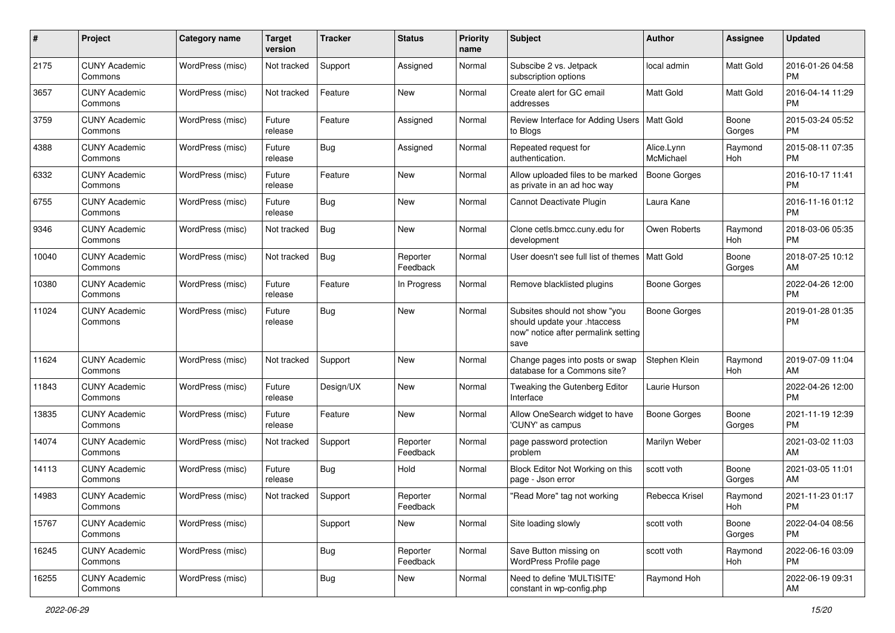| # | Project | Category name | Target version | Tracker | Status | Priority name | Subject | Author | Assignee | Updated |
|---|---|---|---|---|---|---|---|---|---|---|
| 2175 | CUNY Academic Commons | WordPress (misc) | Not tracked | Support | Assigned | Normal | Subscibe 2 vs. Jetpack subscription options | local admin | Matt Gold | 2016-01-26 04:58 PM |
| 3657 | CUNY Academic Commons | WordPress (misc) | Not tracked | Feature | New | Normal | Create alert for GC email addresses | Matt Gold | Matt Gold | 2016-04-14 11:29 PM |
| 3759 | CUNY Academic Commons | WordPress (misc) | Future release | Feature | Assigned | Normal | Review Interface for Adding Users to Blogs | Matt Gold | Boone Gorges | 2015-03-24 05:52 PM |
| 4388 | CUNY Academic Commons | WordPress (misc) | Future release | Bug | Assigned | Normal | Repeated request for authentication. | Alice.Lynn McMichael | Raymond Hoh | 2015-08-11 07:35 PM |
| 6332 | CUNY Academic Commons | WordPress (misc) | Future release | Feature | New | Normal | Allow uploaded files to be marked as private in an ad hoc way | Boone Gorges | | 2016-10-17 11:41 PM |
| 6755 | CUNY Academic Commons | WordPress (misc) | Future release | Bug | New | Normal | Cannot Deactivate Plugin | Laura Kane | | 2016-11-16 01:12 PM |
| 9346 | CUNY Academic Commons | WordPress (misc) | Not tracked | Bug | New | Normal | Clone cetls.bmcc.cuny.edu for development | Owen Roberts | Raymond Hoh | 2018-03-06 05:35 PM |
| 10040 | CUNY Academic Commons | WordPress (misc) | Not tracked | Bug | Reporter Feedback | Normal | User doesn't see full list of themes | Matt Gold | Boone Gorges | 2018-07-25 10:12 AM |
| 10380 | CUNY Academic Commons | WordPress (misc) | Future release | Feature | In Progress | Normal | Remove blacklisted plugins | Boone Gorges | | 2022-04-26 12:00 PM |
| 11024 | CUNY Academic Commons | WordPress (misc) | Future release | Bug | New | Normal | Subsites should not show "you should update your .htaccess now" notice after permalink setting save | Boone Gorges | | 2019-01-28 01:35 PM |
| 11624 | CUNY Academic Commons | WordPress (misc) | Not tracked | Support | New | Normal | Change pages into posts or swap database for a Commons site? | Stephen Klein | Raymond Hoh | 2019-07-09 11:04 AM |
| 11843 | CUNY Academic Commons | WordPress (misc) | Future release | Design/UX | New | Normal | Tweaking the Gutenberg Editor Interface | Laurie Hurson | | 2022-04-26 12:00 PM |
| 13835 | CUNY Academic Commons | WordPress (misc) | Future release | Feature | New | Normal | Allow OneSearch widget to have 'CUNY' as campus | Boone Gorges | Boone Gorges | 2021-11-19 12:39 PM |
| 14074 | CUNY Academic Commons | WordPress (misc) | Not tracked | Support | Reporter Feedback | Normal | page password protection problem | Marilyn Weber | | 2021-03-02 11:03 AM |
| 14113 | CUNY Academic Commons | WordPress (misc) | Future release | Bug | Hold | Normal | Block Editor Not Working on this page - Json error | scott voth | Boone Gorges | 2021-03-05 11:01 AM |
| 14983 | CUNY Academic Commons | WordPress (misc) | Not tracked | Support | Reporter Feedback | Normal | "Read More" tag not working | Rebecca Krisel | Raymond Hoh | 2021-11-23 01:17 PM |
| 15767 | CUNY Academic Commons | WordPress (misc) | | Support | New | Normal | Site loading slowly | scott voth | Boone Gorges | 2022-04-04 08:56 PM |
| 16245 | CUNY Academic Commons | WordPress (misc) | | Bug | Reporter Feedback | Normal | Save Button missing on WordPress Profile page | scott voth | Raymond Hoh | 2022-06-16 03:09 PM |
| 16255 | CUNY Academic Commons | WordPress (misc) | | Bug | New | Normal | Need to define 'MULTISITE' constant in wp-config.php | Raymond Hoh | | 2022-06-19 09:31 AM |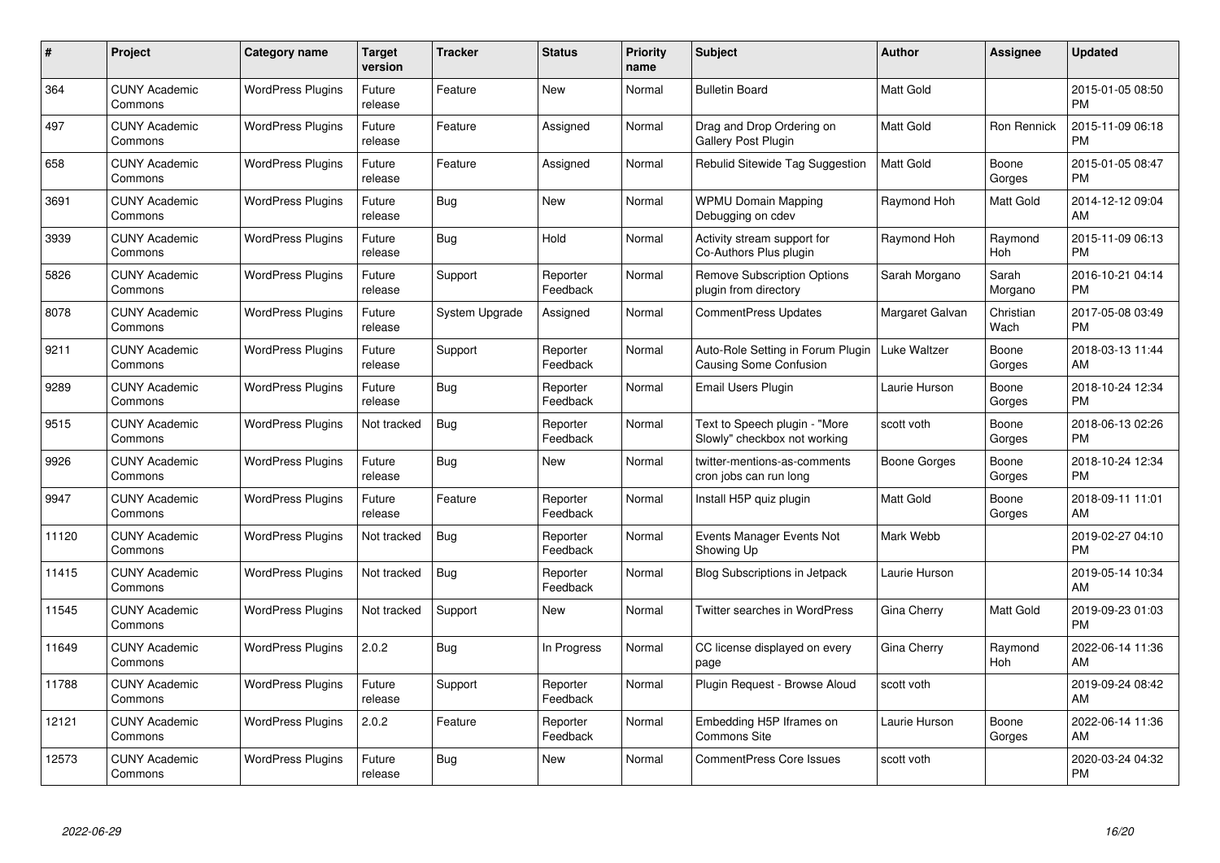| # | Project | Category name | Target version | Tracker | Status | Priority name | Subject | Author | Assignee | Updated |
|---|---|---|---|---|---|---|---|---|---|---|
| 364 | CUNY Academic Commons | WordPress Plugins | Future release | Feature | New | Normal | Bulletin Board | Matt Gold | | 2015-01-05 08:50 PM |
| 497 | CUNY Academic Commons | WordPress Plugins | Future release | Feature | Assigned | Normal | Drag and Drop Ordering on Gallery Post Plugin | Matt Gold | Ron Rennick | 2015-11-09 06:18 PM |
| 658 | CUNY Academic Commons | WordPress Plugins | Future release | Feature | Assigned | Normal | Rebulid Sitewide Tag Suggestion | Matt Gold | Boone Gorges | 2015-01-05 08:47 PM |
| 3691 | CUNY Academic Commons | WordPress Plugins | Future release | Bug | New | Normal | WPMU Domain Mapping Debugging on cdev | Raymond Hoh | Matt Gold | 2014-12-12 09:04 AM |
| 3939 | CUNY Academic Commons | WordPress Plugins | Future release | Bug | Hold | Normal | Activity stream support for Co-Authors Plus plugin | Raymond Hoh | Raymond Hoh | 2015-11-09 06:13 PM |
| 5826 | CUNY Academic Commons | WordPress Plugins | Future release | Support | Reporter Feedback | Normal | Remove Subscription Options plugin from directory | Sarah Morgano | Sarah Morgano | 2016-10-21 04:14 PM |
| 8078 | CUNY Academic Commons | WordPress Plugins | Future release | System Upgrade | Assigned | Normal | CommentPress Updates | Margaret Galvan | Christian Wach | 2017-05-08 03:49 PM |
| 9211 | CUNY Academic Commons | WordPress Plugins | Future release | Support | Reporter Feedback | Normal | Auto-Role Setting in Forum Plugin Causing Some Confusion | Luke Waltzer | Boone Gorges | 2018-03-13 11:44 AM |
| 9289 | CUNY Academic Commons | WordPress Plugins | Future release | Bug | Reporter Feedback | Normal | Email Users Plugin | Laurie Hurson | Boone Gorges | 2018-10-24 12:34 PM |
| 9515 | CUNY Academic Commons | WordPress Plugins | Not tracked | Bug | Reporter Feedback | Normal | Text to Speech plugin - "More Slowly" checkbox not working | scott voth | Boone Gorges | 2018-06-13 02:26 PM |
| 9926 | CUNY Academic Commons | WordPress Plugins | Future release | Bug | New | Normal | twitter-mentions-as-comments cron jobs can run long | Boone Gorges | Boone Gorges | 2018-10-24 12:34 PM |
| 9947 | CUNY Academic Commons | WordPress Plugins | Future release | Feature | Reporter Feedback | Normal | Install H5P quiz plugin | Matt Gold | Boone Gorges | 2018-09-11 11:01 AM |
| 11120 | CUNY Academic Commons | WordPress Plugins | Not tracked | Bug | Reporter Feedback | Normal | Events Manager Events Not Showing Up | Mark Webb | | 2019-02-27 04:10 PM |
| 11415 | CUNY Academic Commons | WordPress Plugins | Not tracked | Bug | Reporter Feedback | Normal | Blog Subscriptions in Jetpack | Laurie Hurson | | 2019-05-14 10:34 AM |
| 11545 | CUNY Academic Commons | WordPress Plugins | Not tracked | Support | New | Normal | Twitter searches in WordPress | Gina Cherry | Matt Gold | 2019-09-23 01:03 PM |
| 11649 | CUNY Academic Commons | WordPress Plugins | 2.0.2 | Bug | In Progress | Normal | CC license displayed on every page | Gina Cherry | Raymond Hoh | 2022-06-14 11:36 AM |
| 11788 | CUNY Academic Commons | WordPress Plugins | Future release | Support | Reporter Feedback | Normal | Plugin Request - Browse Aloud | scott voth | | 2019-09-24 08:42 AM |
| 12121 | CUNY Academic Commons | WordPress Plugins | 2.0.2 | Feature | Reporter Feedback | Normal | Embedding H5P Iframes on Commons Site | Laurie Hurson | Boone Gorges | 2022-06-14 11:36 AM |
| 12573 | CUNY Academic Commons | WordPress Plugins | Future release | Bug | New | Normal | CommentPress Core Issues | scott voth | | 2020-03-24 04:32 PM |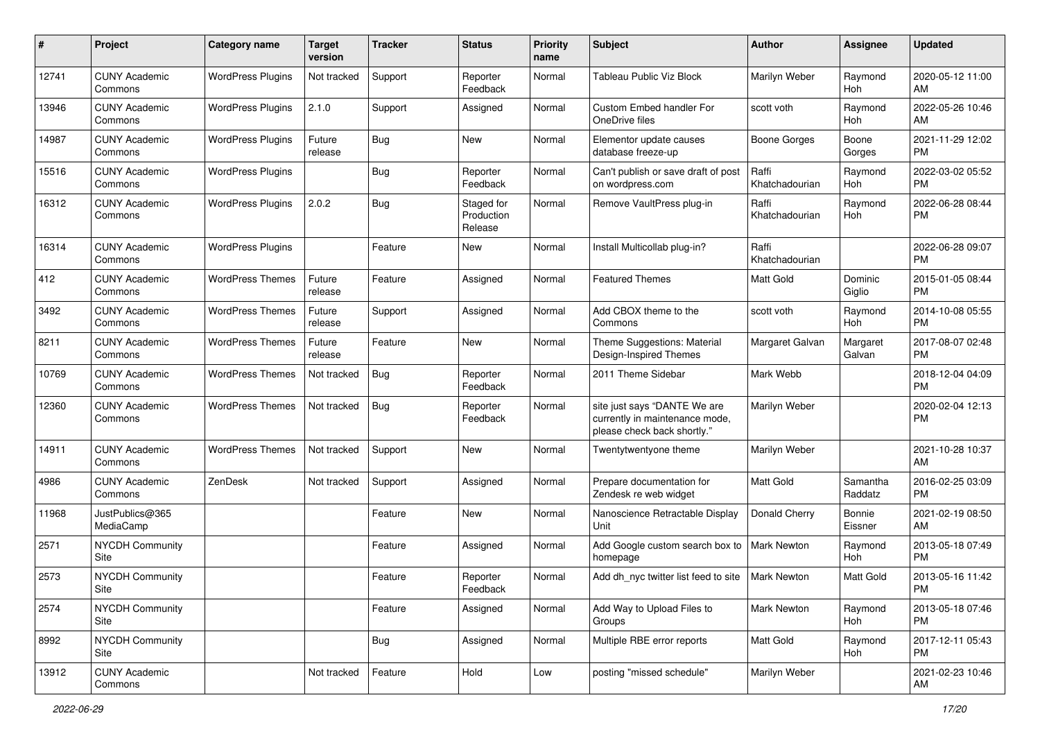| # | Project | Category name | Target version | Tracker | Status | Priority name | Subject | Author | Assignee | Updated |
|---|---|---|---|---|---|---|---|---|---|---|
| 12741 | CUNY Academic Commons | WordPress Plugins | Not tracked | Support | Reporter Feedback | Normal | Tableau Public Viz Block | Marilyn Weber | Raymond Hoh | 2020-05-12 11:00 AM |
| 13946 | CUNY Academic Commons | WordPress Plugins | 2.1.0 | Support | Assigned | Normal | Custom Embed handler For OneDrive files | scott voth | Raymond Hoh | 2022-05-26 10:46 AM |
| 14987 | CUNY Academic Commons | WordPress Plugins | Future release | Bug | New | Normal | Elementor update causes database freeze-up | Boone Gorges | Boone Gorges | 2021-11-29 12:02 PM |
| 15516 | CUNY Academic Commons | WordPress Plugins | | Bug | Reporter Feedback | Normal | Can't publish or save draft of post on wordpress.com | Raffi Khatchadourian | Raymond Hoh | 2022-03-02 05:52 PM |
| 16312 | CUNY Academic Commons | WordPress Plugins | 2.0.2 | Bug | Staged for Production Release | Normal | Remove VaultPress plug-in | Raffi Khatchadourian | Raymond Hoh | 2022-06-28 08:44 PM |
| 16314 | CUNY Academic Commons | WordPress Plugins | | Feature | New | Normal | Install Multicollab plug-in? | Raffi Khatchadourian | | 2022-06-28 09:07 PM |
| 412 | CUNY Academic Commons | WordPress Themes | Future release | Feature | Assigned | Normal | Featured Themes | Matt Gold | Dominic Giglio | 2015-01-05 08:44 PM |
| 3492 | CUNY Academic Commons | WordPress Themes | Future release | Support | Assigned | Normal | Add CBOX theme to the Commons | scott voth | Raymond Hoh | 2014-10-08 05:55 PM |
| 8211 | CUNY Academic Commons | WordPress Themes | Future release | Feature | New | Normal | Theme Suggestions: Material Design-Inspired Themes | Margaret Galvan | Margaret Galvan | 2017-08-07 02:48 PM |
| 10769 | CUNY Academic Commons | WordPress Themes | Not tracked | Bug | Reporter Feedback | Normal | 2011 Theme Sidebar | Mark Webb | | 2018-12-04 04:09 PM |
| 12360 | CUNY Academic Commons | WordPress Themes | Not tracked | Bug | Reporter Feedback | Normal | site just says "DANTE We are currently in maintenance mode, please check back shortly." | Marilyn Weber | | 2020-02-04 12:13 PM |
| 14911 | CUNY Academic Commons | WordPress Themes | Not tracked | Support | New | Normal | Twentytwentyone theme | Marilyn Weber | | 2021-10-28 10:37 AM |
| 4986 | CUNY Academic Commons | ZenDesk | Not tracked | Support | Assigned | Normal | Prepare documentation for Zendesk re web widget | Matt Gold | Samantha Raddatz | 2016-02-25 03:09 PM |
| 11968 | JustPublics@365 MediaCamp | | | Feature | New | Normal | Nanoscience Retractable Display Unit | Donald Cherry | Bonnie Eissner | 2021-02-19 08:50 AM |
| 2571 | NYCDH Community Site | | | Feature | Assigned | Normal | Add Google custom search box to homepage | Mark Newton | Raymond Hoh | 2013-05-18 07:49 PM |
| 2573 | NYCDH Community Site | | | Feature | Reporter Feedback | Normal | Add dh_nyc twitter list feed to site | Mark Newton | Matt Gold | 2013-05-16 11:42 PM |
| 2574 | NYCDH Community Site | | | Feature | Assigned | Normal | Add Way to Upload Files to Groups | Mark Newton | Raymond Hoh | 2013-05-18 07:46 PM |
| 8992 | NYCDH Community Site | | | Bug | Assigned | Normal | Multiple RBE error reports | Matt Gold | Raymond Hoh | 2017-12-11 05:43 PM |
| 13912 | CUNY Academic Commons | | Not tracked | Feature | Hold | Low | posting "missed schedule" | Marilyn Weber | | 2021-02-23 10:46 AM |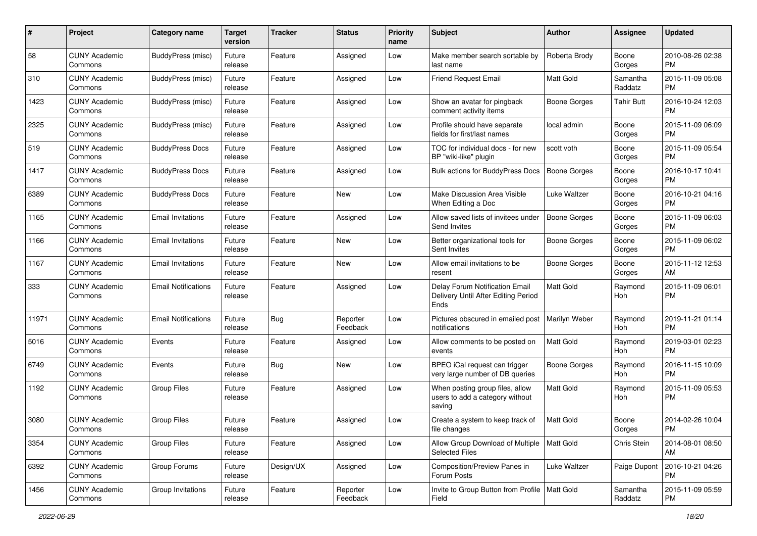| # | Project | Category name | Target version | Tracker | Status | Priority name | Subject | Author | Assignee | Updated |
|---|---|---|---|---|---|---|---|---|---|---|
| 58 | CUNY Academic Commons | BuddyPress (misc) | Future release | Feature | Assigned | Low | Make member search sortable by last name | Roberta Brody | Boone Gorges | 2010-08-26 02:38 PM |
| 310 | CUNY Academic Commons | BuddyPress (misc) | Future release | Feature | Assigned | Low | Friend Request Email | Matt Gold | Samantha Raddatz | 2015-11-09 05:08 PM |
| 1423 | CUNY Academic Commons | BuddyPress (misc) | Future release | Feature | Assigned | Low | Show an avatar for pingback comment activity items | Boone Gorges | Tahir Butt | 2016-10-24 12:03 PM |
| 2325 | CUNY Academic Commons | BuddyPress (misc) | Future release | Feature | Assigned | Low | Profile should have separate fields for first/last names | local admin | Boone Gorges | 2015-11-09 06:09 PM |
| 519 | CUNY Academic Commons | BuddyPress Docs | Future release | Feature | Assigned | Low | TOC for individual docs - for new BP "wiki-like" plugin | scott voth | Boone Gorges | 2015-11-09 05:54 PM |
| 1417 | CUNY Academic Commons | BuddyPress Docs | Future release | Feature | Assigned | Low | Bulk actions for BuddyPress Docs | Boone Gorges | Boone Gorges | 2016-10-17 10:41 PM |
| 6389 | CUNY Academic Commons | BuddyPress Docs | Future release | Feature | New | Low | Make Discussion Area Visible When Editing a Doc | Luke Waltzer | Boone Gorges | 2016-10-21 04:16 PM |
| 1165 | CUNY Academic Commons | Email Invitations | Future release | Feature | Assigned | Low | Allow saved lists of invitees under Send Invites | Boone Gorges | Boone Gorges | 2015-11-09 06:03 PM |
| 1166 | CUNY Academic Commons | Email Invitations | Future release | Feature | New | Low | Better organizational tools for Sent Invites | Boone Gorges | Boone Gorges | 2015-11-09 06:02 PM |
| 1167 | CUNY Academic Commons | Email Invitations | Future release | Feature | New | Low | Allow email invitations to be resent | Boone Gorges | Boone Gorges | 2015-11-12 12:53 AM |
| 333 | CUNY Academic Commons | Email Notifications | Future release | Feature | Assigned | Low | Delay Forum Notification Email Delivery Until After Editing Period Ends | Matt Gold | Raymond Hoh | 2015-11-09 06:01 PM |
| 11971 | CUNY Academic Commons | Email Notifications | Future release | Bug | Reporter Feedback | Low | Pictures obscured in emailed post notifications | Marilyn Weber | Raymond Hoh | 2019-11-21 01:14 PM |
| 5016 | CUNY Academic Commons | Events | Future release | Feature | Assigned | Low | Allow comments to be posted on events | Matt Gold | Raymond Hoh | 2019-03-01 02:23 PM |
| 6749 | CUNY Academic Commons | Events | Future release | Bug | New | Low | BPEO iCal request can trigger very large number of DB queries | Boone Gorges | Raymond Hoh | 2016-11-15 10:09 PM |
| 1192 | CUNY Academic Commons | Group Files | Future release | Feature | Assigned | Low | When posting group files, allow users to add a category without saving | Matt Gold | Raymond Hoh | 2015-11-09 05:53 PM |
| 3080 | CUNY Academic Commons | Group Files | Future release | Feature | Assigned | Low | Create a system to keep track of file changes | Matt Gold | Boone Gorges | 2014-02-26 10:04 PM |
| 3354 | CUNY Academic Commons | Group Files | Future release | Feature | Assigned | Low | Allow Group Download of Multiple Selected Files | Matt Gold | Chris Stein | 2014-08-01 08:50 AM |
| 6392 | CUNY Academic Commons | Group Forums | Future release | Design/UX | Assigned | Low | Composition/Preview Panes in Forum Posts | Luke Waltzer | Paige Dupont | 2016-10-21 04:26 PM |
| 1456 | CUNY Academic Commons | Group Invitations | Future release | Feature | Reporter Feedback | Low | Invite to Group Button from Profile Field | Matt Gold | Samantha Raddatz | 2015-11-09 05:59 PM |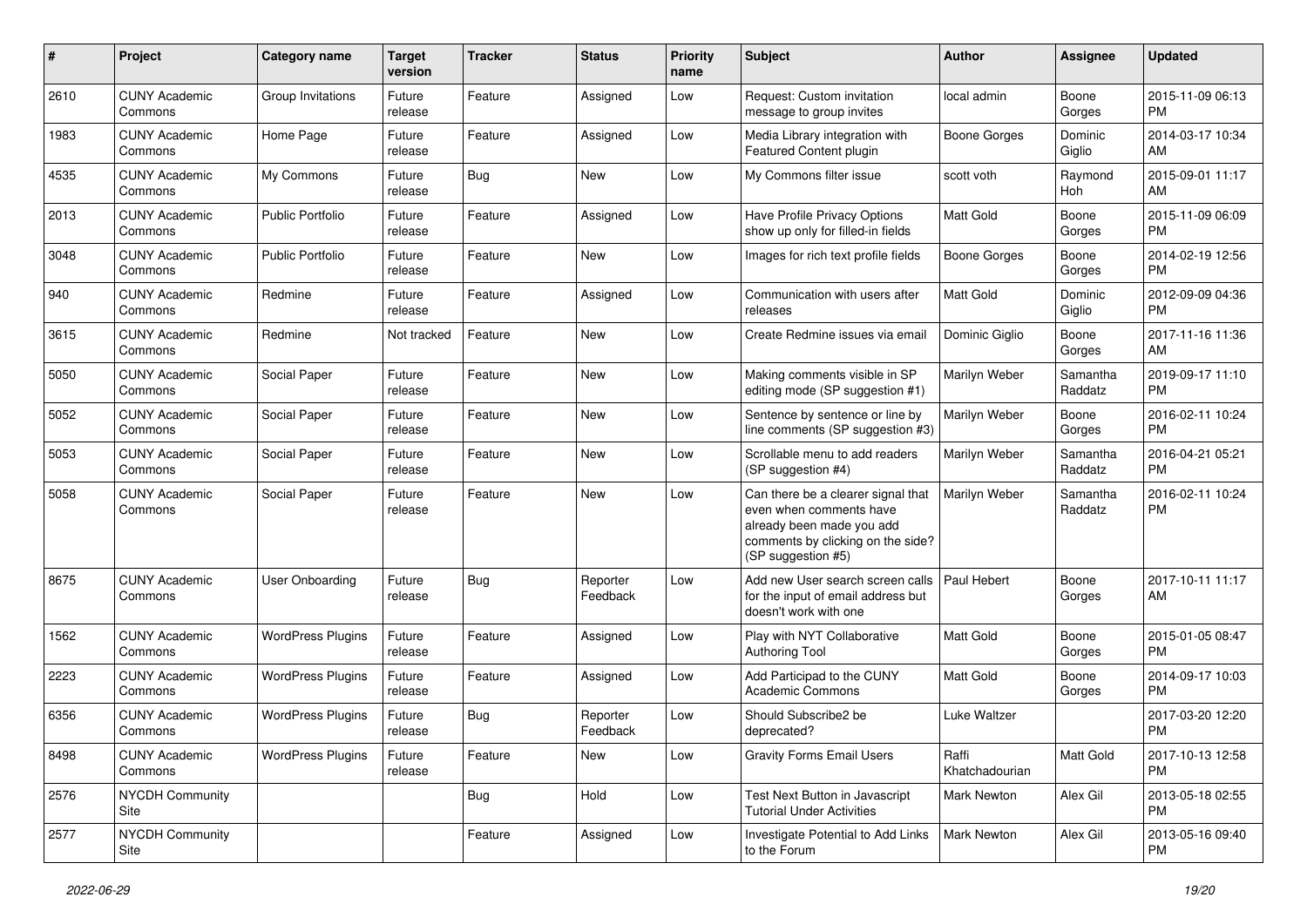| # | Project | Category name | Target version | Tracker | Status | Priority name | Subject | Author | Assignee | Updated |
|---|---|---|---|---|---|---|---|---|---|---|
| 2610 | CUNY Academic Commons | Group Invitations | Future release | Feature | Assigned | Low | Request: Custom invitation message to group invites | local admin | Boone Gorges | 2015-11-09 06:13 PM |
| 1983 | CUNY Academic Commons | Home Page | Future release | Feature | Assigned | Low | Media Library integration with Featured Content plugin | Boone Gorges | Dominic Giglio | 2014-03-17 10:34 AM |
| 4535 | CUNY Academic Commons | My Commons | Future release | Bug | New | Low | My Commons filter issue | scott voth | Raymond Hoh | 2015-09-01 11:17 AM |
| 2013 | CUNY Academic Commons | Public Portfolio | Future release | Feature | Assigned | Low | Have Profile Privacy Options show up only for filled-in fields | Matt Gold | Boone Gorges | 2015-11-09 06:09 PM |
| 3048 | CUNY Academic Commons | Public Portfolio | Future release | Feature | New | Low | Images for rich text profile fields | Boone Gorges | Boone Gorges | 2014-02-19 12:56 PM |
| 940 | CUNY Academic Commons | Redmine | Future release | Feature | Assigned | Low | Communication with users after releases | Matt Gold | Dominic Giglio | 2012-09-09 04:36 PM |
| 3615 | CUNY Academic Commons | Redmine | Not tracked | Feature | New | Low | Create Redmine issues via email | Dominic Giglio | Boone Gorges | 2017-11-16 11:36 AM |
| 5050 | CUNY Academic Commons | Social Paper | Future release | Feature | New | Low | Making comments visible in SP editing mode (SP suggestion #1) | Marilyn Weber | Samantha Raddatz | 2019-09-17 11:10 PM |
| 5052 | CUNY Academic Commons | Social Paper | Future release | Feature | New | Low | Sentence by sentence or line by line comments (SP suggestion #3) | Marilyn Weber | Boone Gorges | 2016-02-11 10:24 PM |
| 5053 | CUNY Academic Commons | Social Paper | Future release | Feature | New | Low | Scrollable menu to add readers (SP suggestion #4) | Marilyn Weber | Samantha Raddatz | 2016-04-21 05:21 PM |
| 5058 | CUNY Academic Commons | Social Paper | Future release | Feature | New | Low | Can there be a clearer signal that even when comments have already been made you add comments by clicking on the side? (SP suggestion #5) | Marilyn Weber | Samantha Raddatz | 2016-02-11 10:24 PM |
| 8675 | CUNY Academic Commons | User Onboarding | Future release | Bug | Reporter Feedback | Low | Add new User search screen calls for the input of email address but doesn't work with one | Paul Hebert | Boone Gorges | 2017-10-11 11:17 AM |
| 1562 | CUNY Academic Commons | WordPress Plugins | Future release | Feature | Assigned | Low | Play with NYT Collaborative Authoring Tool | Matt Gold | Boone Gorges | 2015-01-05 08:47 PM |
| 2223 | CUNY Academic Commons | WordPress Plugins | Future release | Feature | Assigned | Low | Add Participad to the CUNY Academic Commons | Matt Gold | Boone Gorges | 2014-09-17 10:03 PM |
| 6356 | CUNY Academic Commons | WordPress Plugins | Future release | Bug | Reporter Feedback | Low | Should Subscribe2 be deprecated? | Luke Waltzer | | 2017-03-20 12:20 PM |
| 8498 | CUNY Academic Commons | WordPress Plugins | Future release | Feature | New | Low | Gravity Forms Email Users | Raffi Khatchadourian | Matt Gold | 2017-10-13 12:58 PM |
| 2576 | NYCDH Community Site | | | Bug | Hold | Low | Test Next Button in Javascript Tutorial Under Activities | Mark Newton | Alex Gil | 2013-05-18 02:55 PM |
| 2577 | NYCDH Community Site | | | Feature | Assigned | Low | Investigate Potential to Add Links to the Forum | Mark Newton | Alex Gil | 2013-05-16 09:40 PM |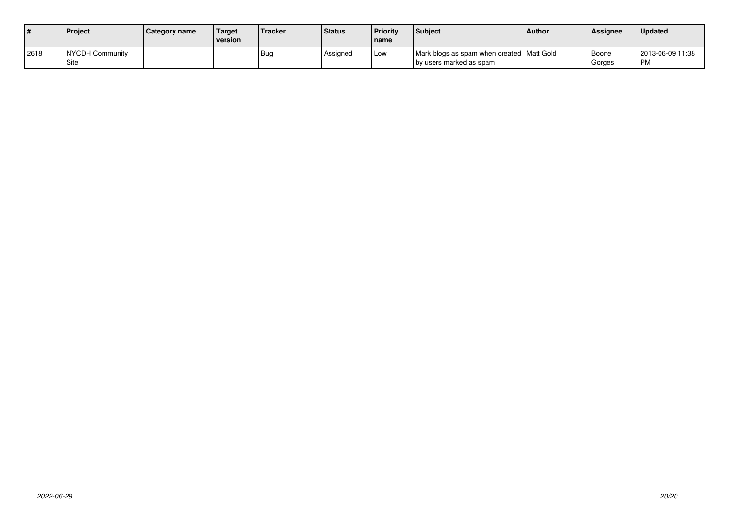| # | Project | Category name | Target version | Tracker | Status | Priority name | Subject | Author | Assignee | Updated |
|---|---|---|---|---|---|---|---|---|---|---|
| 2618 | NYCDH Community Site | | | Bug | Assigned | Low | Mark blogs as spam when created by users marked as spam | Matt Gold | Boone Gorges | 2013-06-09 11:38 PM |